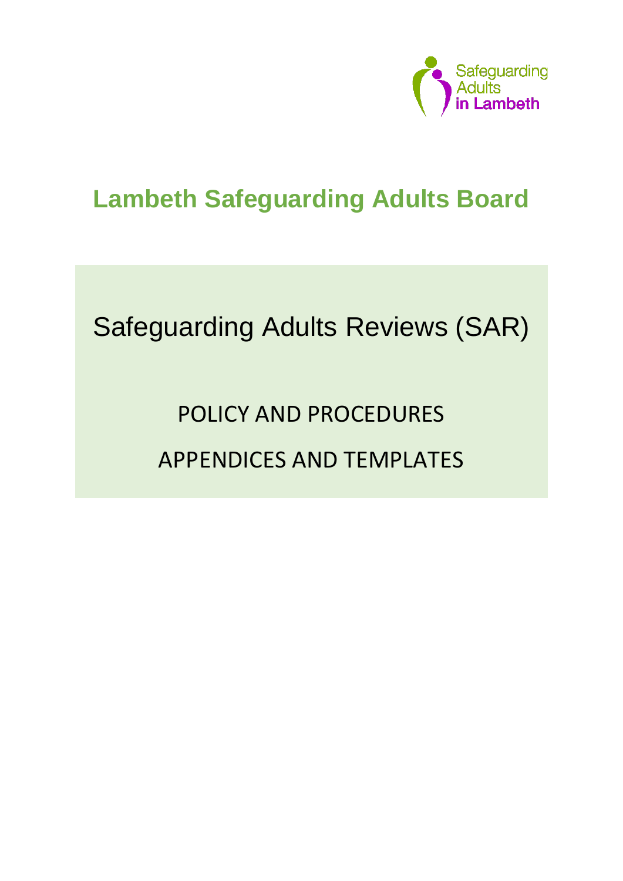Safeguarding Adults in Lambeth

# Lambeth Safeguarding Adults Board

## Safeguarding Adults Reviews (SAR)

POLICY AND PROCEDURES

APPENDICES AND TEMPLATES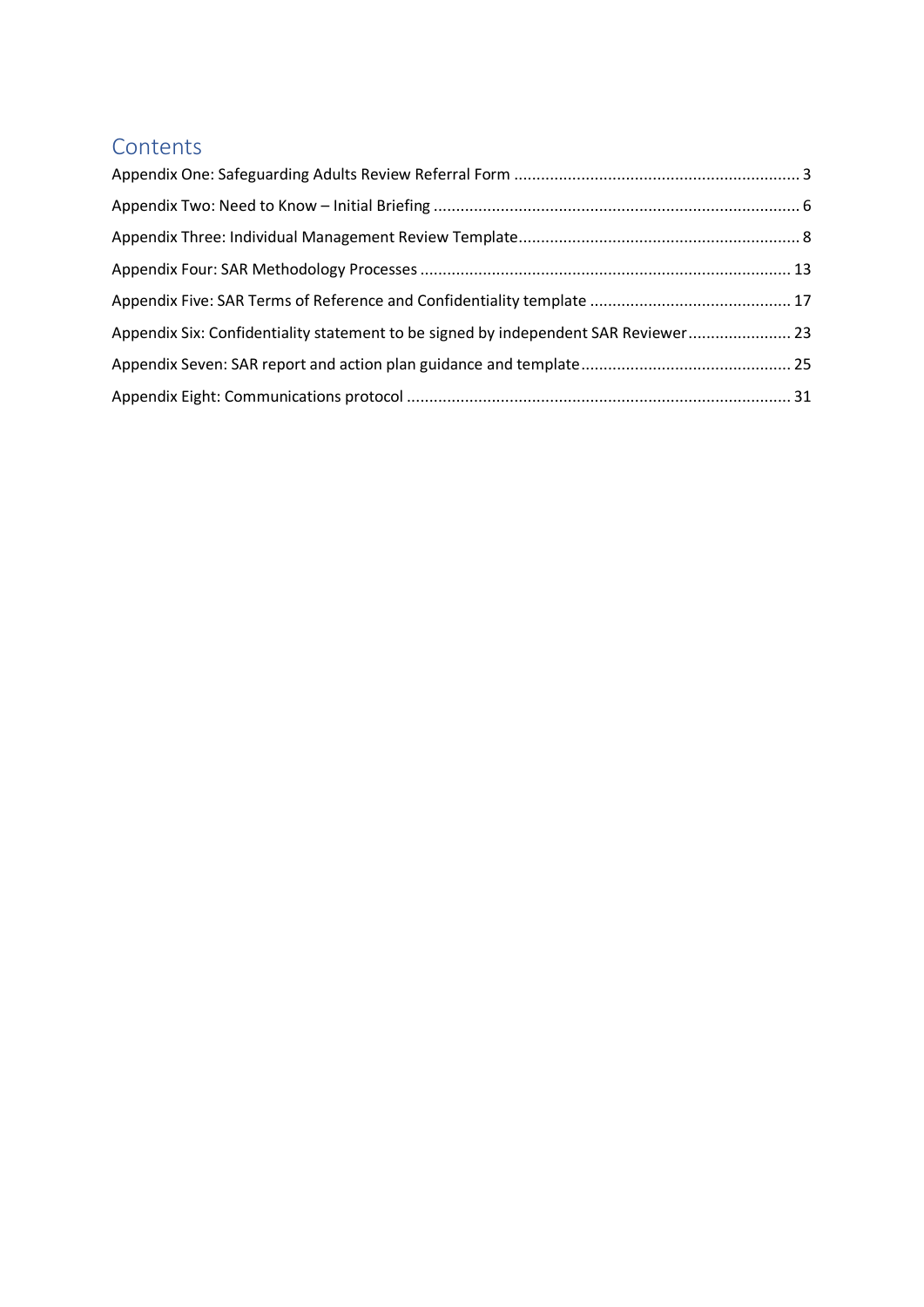# Contents

Appendix One: Safeguarding Adults Review Referral Form ................................................................ 3

Appendix Two: Need to Know – Initial Briefing ................................................................................. 6

Appendix Three: Individual Management Review Template.............................................................. 8

Appendix Four: SAR Methodology Processes ................................................................................... 13

Appendix Five: SAR Terms of Reference and Confidentiality template ............................................ 17

Appendix Six: Confidentiality statement to be signed by independent SAR Reviewer....................... 23

Appendix Seven: SAR report and action plan guidance and template .............................................. 25

Appendix Eight: Communications protocol ..................................................................................... 31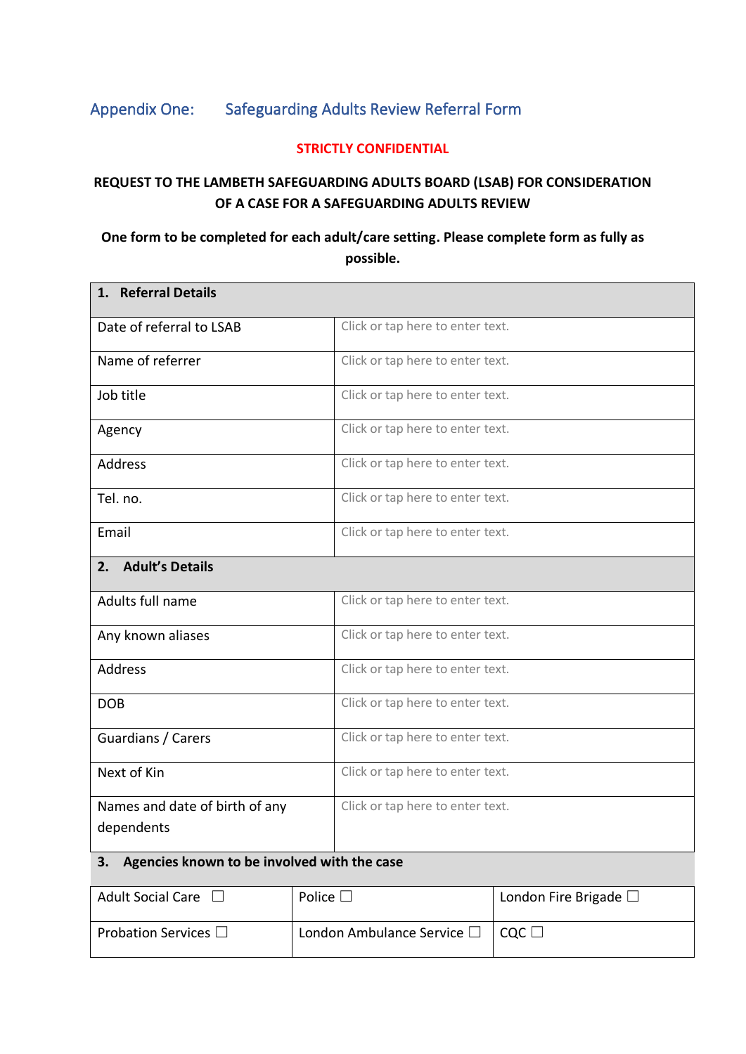## Appendix One: Safeguarding Adults Review Referral Form

**STRICTLY CONFIDENTIAL**

**REQUEST TO THE LAMBETH SAFEGUARDING ADULTS BOARD (LSAB) FOR CONSIDERATION OF A CASE FOR A SAFEGUARDING ADULTS REVIEW**

**One form to be completed for each adult/care setting. Please complete form as fully as possible.**

| **1. Referral Details** | |
|---|---|
| Date of referral to LSAB | Click or tap here to enter text. |
| Name of referrer | Click or tap here to enter text. |
| Job title | Click or tap here to enter text. |
| Agency | Click or tap here to enter text. |
| Address | Click or tap here to enter text. |
| Tel. no. | Click or tap here to enter text. |
| Email | Click or tap here to enter text. |
| **2. Adult's Details** | |
| Adults full name | Click or tap here to enter text. |
| Any known aliases | Click or tap here to enter text. |
| Address | Click or tap here to enter text. |
| DOB | Click or tap here to enter text. |
| Guardians / Carers | Click or tap here to enter text. |
| Next of Kin | Click or tap here to enter text. |
| Names and date of birth of any dependents | Click or tap here to enter text. |

| **3. Agencies known to be involved with the case** | | |
|---|---|---|
| Adult Social Care ☐ | Police ☐ | London Fire Brigade ☐ |
| Probation Services ☐ | London Ambulance Service ☐ | CQC ☐ |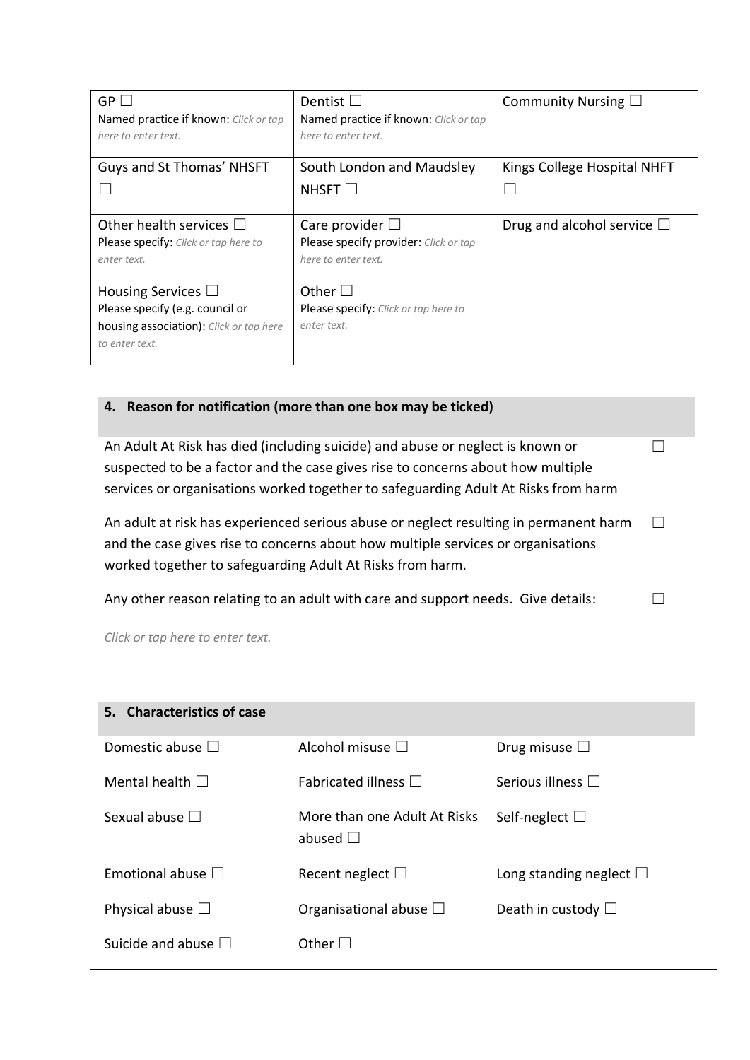| GP ☐<br>Named practice if known: *Click or tap here to enter text.* | Dentist ☐<br>Named practice if known: *Click or tap here to enter text.* | Community Nursing ☐ |
|---|---|---|
| Guys and St Thomas' NHSFT ☐ | South London and Maudsley NHSFT ☐ | Kings College Hospital NHFT ☐ |
| Other health services ☐<br>Please specify: *Click or tap here to enter text.* | Care provider ☐<br>Please specify provider: *Click or tap here to enter text.* | Drug and alcohol service ☐ |
| Housing Services ☐<br>Please specify (e.g. council or housing association): *Click or tap here to enter text.* | Other ☐<br>Please specify: *Click or tap here to enter text.* | |

## 4. Reason for notification (more than one box may be ticked)

| | |
|---|---|
| An Adult At Risk has died (including suicide) and abuse or neglect is known or suspected to be a factor and the case gives rise to concerns about how multiple services or organisations worked together to safeguarding Adult At Risks from harm | ☐ |
| An adult at risk has experienced serious abuse or neglect resulting in permanent harm and the case gives rise to concerns about how multiple services or organisations worked together to safeguarding Adult At Risks from harm. | ☐ |
| Any other reason relating to an adult with care and support needs. Give details: | ☐ |

*Click or tap here to enter text.*

## 5. Characteristics of case

| | | |
|---|---|---|
| Domestic abuse ☐ | Alcohol misuse ☐ | Drug misuse ☐ |
| Mental health ☐ | Fabricated illness ☐ | Serious illness ☐ |
| Sexual abuse ☐ | More than one Adult At Risks abused ☐ | Self-neglect ☐ |
| Emotional abuse ☐ | Recent neglect ☐ | Long standing neglect ☐ |
| Physical abuse ☐ | Organisational abuse ☐ | Death in custody ☐ |
| Suicide and abuse ☐ | Other ☐ | |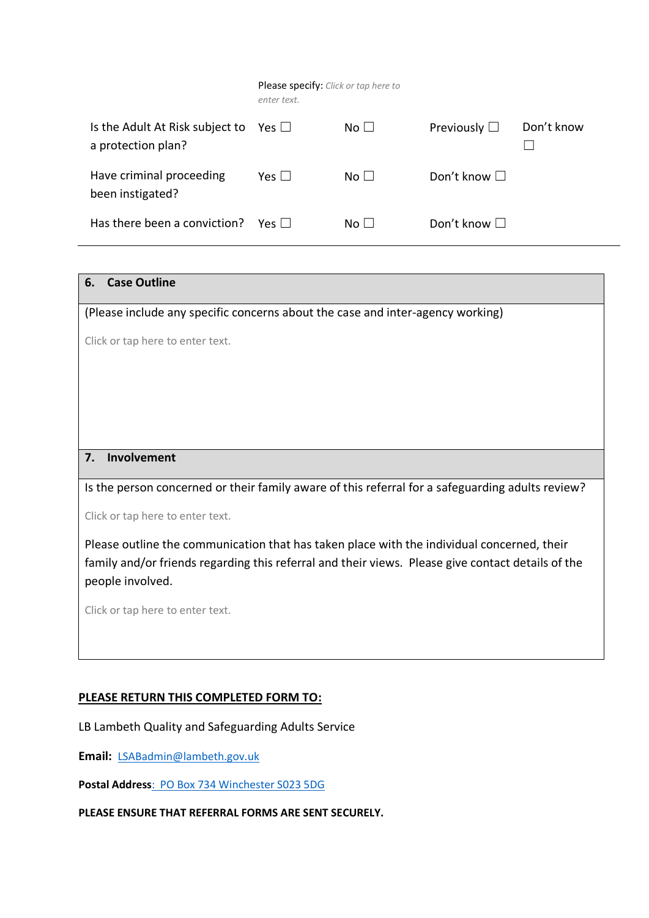| | | | | |
|---|---|---|---|---|
| | Please specify: *Click or tap here to enter text.* | | | |
| Is the Adult At Risk subject to a protection plan? | Yes ☐ | No ☐ | Previously ☐ | Don't know ☐ |
| Have criminal proceeding been instigated? | Yes ☐ | No ☐ | Don't know ☐ | |
| Has there been a conviction? | Yes ☐ | No ☐ | Don't know ☐ | |

## 6. Case Outline

(Please include any specific concerns about the case and inter-agency working)

Click or tap here to enter text.

## 7. Involvement

Is the person concerned or their family aware of this referral for a safeguarding adults review?

Click or tap here to enter text.

Please outline the communication that has taken place with the individual concerned, their family and/or friends regarding this referral and their views. Please give contact details of the people involved.

Click or tap here to enter text.

**PLEASE RETURN THIS COMPLETED FORM TO:**

LB Lambeth Quality and Safeguarding Adults Service

**Email:** LSABadmin@lambeth.gov.uk

**Postal Address**: PO Box 734 Winchester S023 5DG

**PLEASE ENSURE THAT REFERRAL FORMS ARE SENT SECURELY.**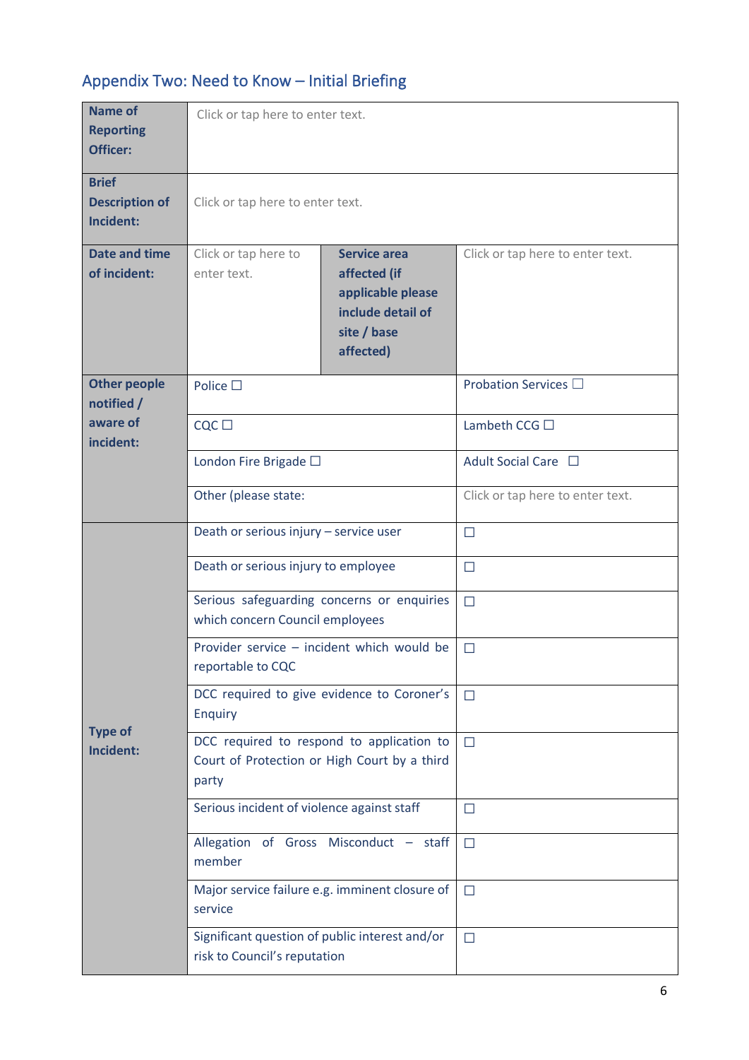## Appendix Two: Need to Know – Initial Briefing

| | | | |
|---|---|---|---|
| **Name of Reporting Officer:** | Click or tap here to enter text. | | |
| **Brief Description of Incident:** | Click or tap here to enter text. | | |
| **Date and time of incident:** | Click or tap here to enter text. | **Service area affected (if applicable please include detail of site / base affected)** | Click or tap here to enter text. |
| **Other people notified / aware of incident:** | Police ☐ | | Probation Services ☐ |
| | CQC ☐ | | Lambeth CCG ☐ |
| | London Fire Brigade ☐ | | Adult Social Care ☐ |
| | Other (please state: | | Click or tap here to enter text. |
| **Type of Incident:** | Death or serious injury – service user | | ☐ |
| | Death or serious injury to employee | | ☐ |
| | Serious safeguarding concerns or enquiries which concern Council employees | | ☐ |
| | Provider service – incident which would be reportable to CQC | | ☐ |
| | DCC required to give evidence to Coroner's Enquiry | | ☐ |
| | DCC required to respond to application to Court of Protection or High Court by a third party | | ☐ |
| | Serious incident of violence against staff | | ☐ |
| | Allegation of Gross Misconduct – staff member | | ☐ |
| | Major service failure e.g. imminent closure of service | | ☐ |
| | Significant question of public interest and/or risk to Council's reputation | | ☐ |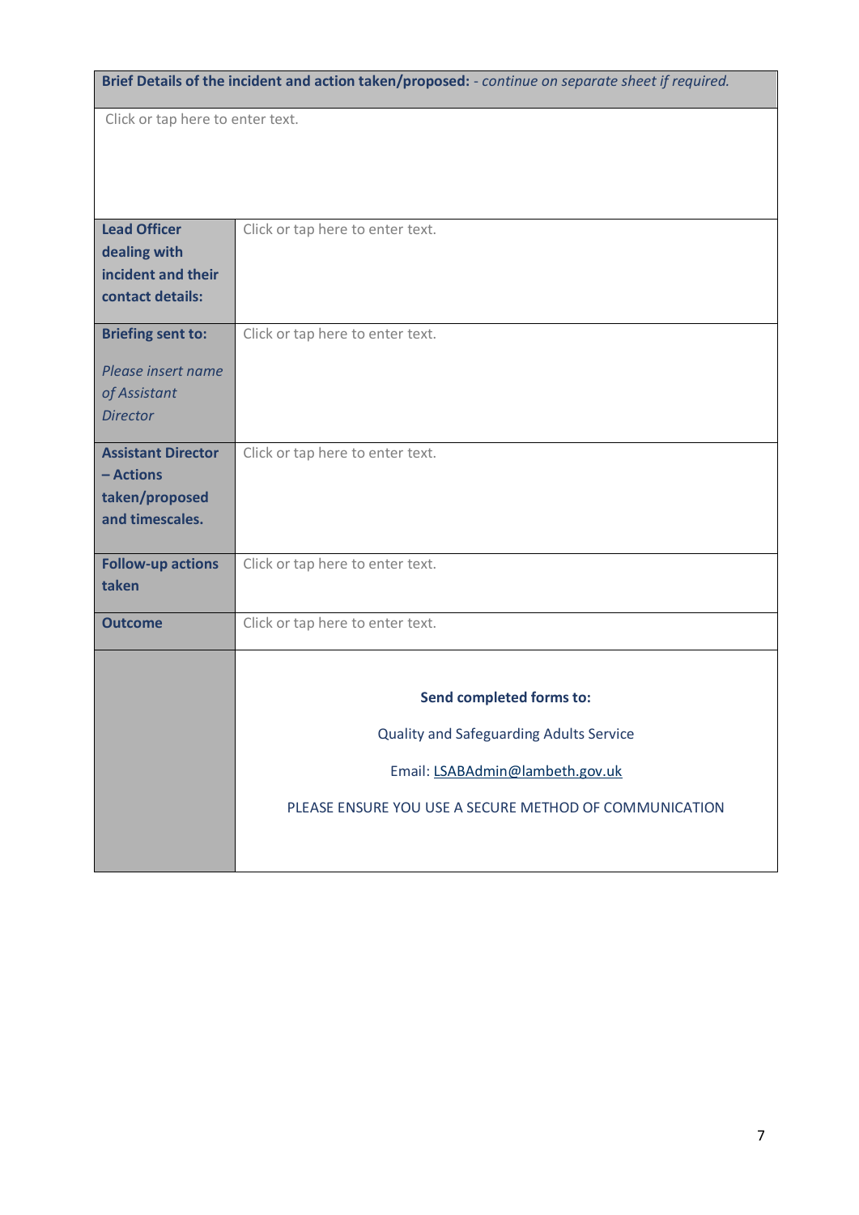| **Brief Details of the incident and action taken/proposed:** *- continue on separate sheet if required.* | |
|---|---|
| Click or tap here to enter text. | |
| **Lead Officer dealing with incident and their contact details:** | Click or tap here to enter text. |
| **Briefing sent to:**<br><br>*Please insert name of Assistant Director* | Click or tap here to enter text. |
| **Assistant Director – Actions taken/proposed and timescales.** | Click or tap here to enter text. |
| **Follow-up actions taken** | Click or tap here to enter text. |
| **Outcome** | Click or tap here to enter text. |
| | **Send completed forms to:**<br><br>Quality and Safeguarding Adults Service<br><br>Email: LSABAdmin@lambeth.gov.uk<br><br>PLEASE ENSURE YOU USE A SECURE METHOD OF COMMUNICATION |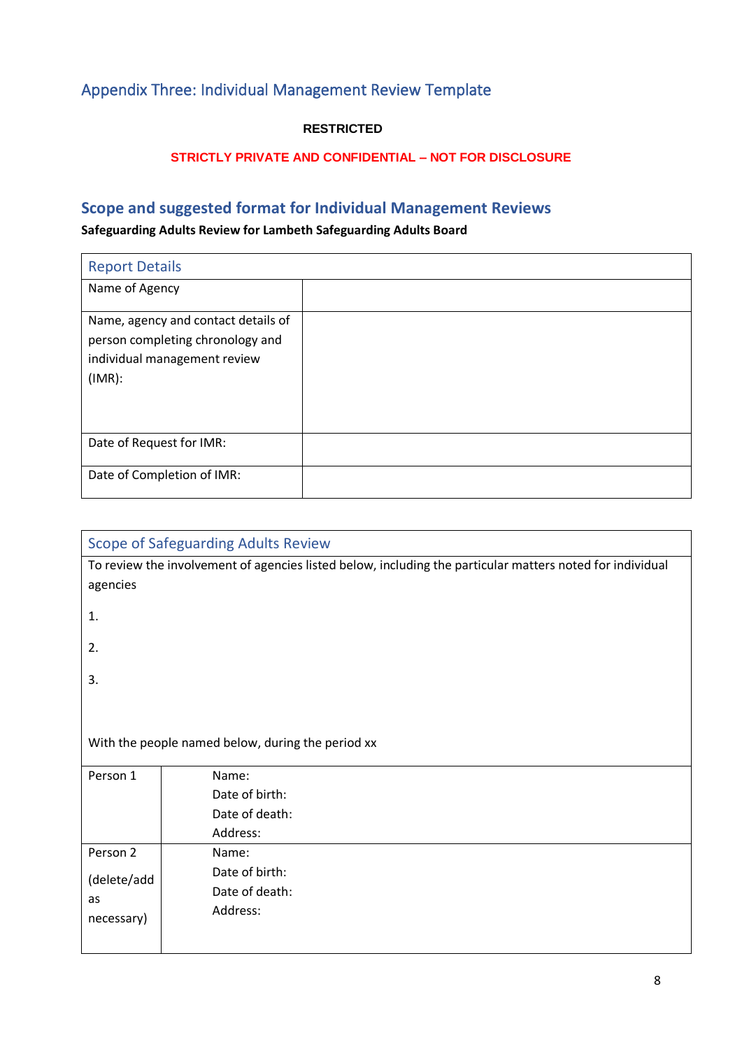## Appendix Three: Individual Management Review Template

**RESTRICTED**

**STRICTLY PRIVATE AND CONFIDENTIAL – NOT FOR DISCLOSURE**

## Scope and suggested format for Individual Management Reviews

**Safeguarding Adults Review for Lambeth Safeguarding Adults Board**

| Report Details | |
|---|---|
| Name of Agency | |
| Name, agency and contact details of person completing chronology and individual management review (IMR): | |
| Date of Request for IMR: | |
| Date of Completion of IMR: | |

| Scope of Safeguarding Adults Review | |
|---|---|
| To review the involvement of agencies listed below, including the particular matters noted for individual agencies<br><br>1.<br><br>2.<br><br>3.<br><br>With the people named below, during the period xx | |
| Person 1 | Name:<br>Date of birth:<br>Date of death:<br>Address: |
| Person 2<br><br>(delete/add as necessary) | Name:<br>Date of birth:<br>Date of death:<br>Address: |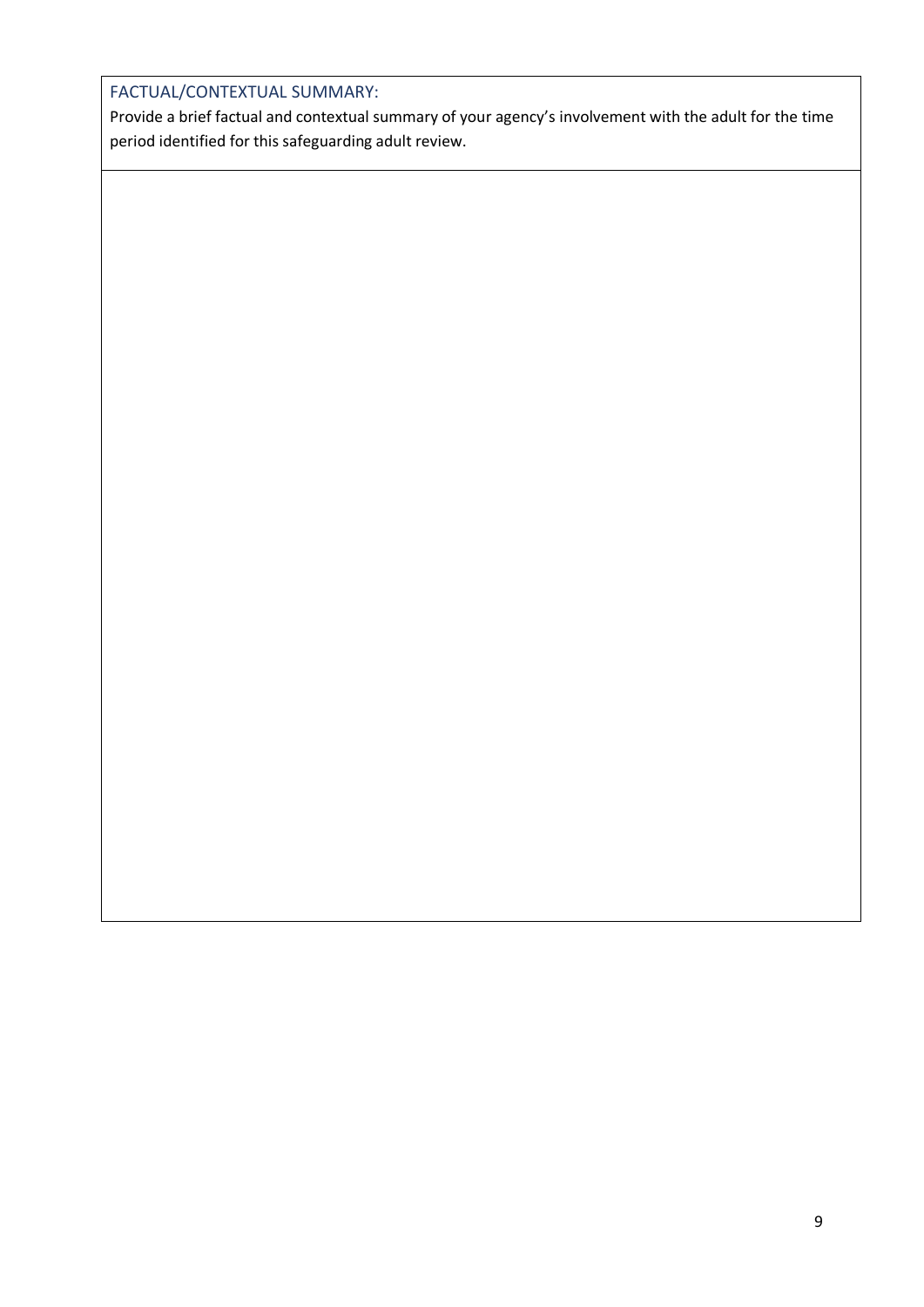### FACTUAL/CONTEXTUAL SUMMARY:

Provide a brief factual and contextual summary of your agency's involvement with the adult for the time period identified for this safeguarding adult review.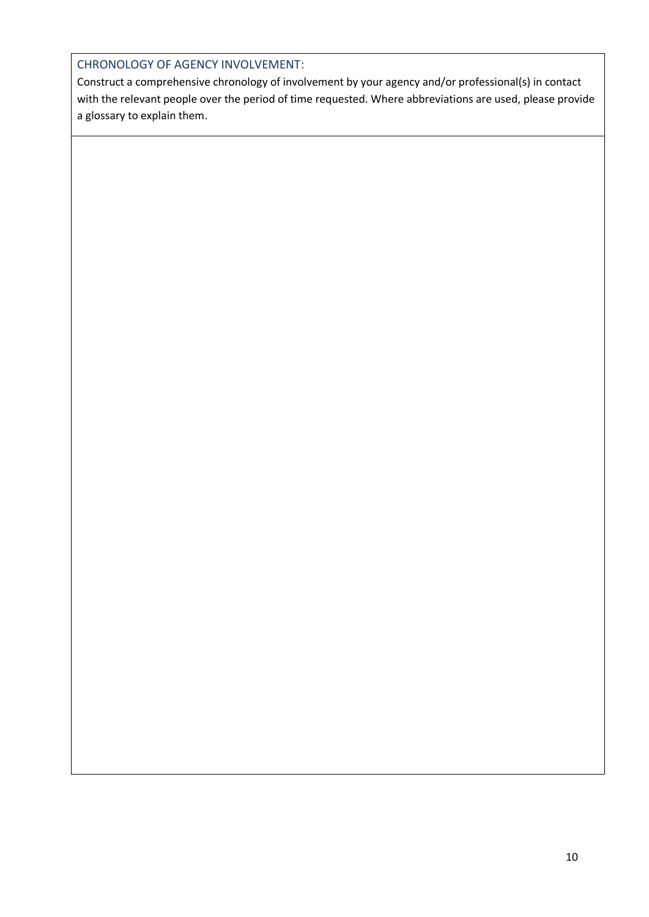## CHRONOLOGY OF AGENCY INVOLVEMENT:

Construct a comprehensive chronology of involvement by your agency and/or professional(s) in contact with the relevant people over the period of time requested. Where abbreviations are used, please provide a glossary to explain them.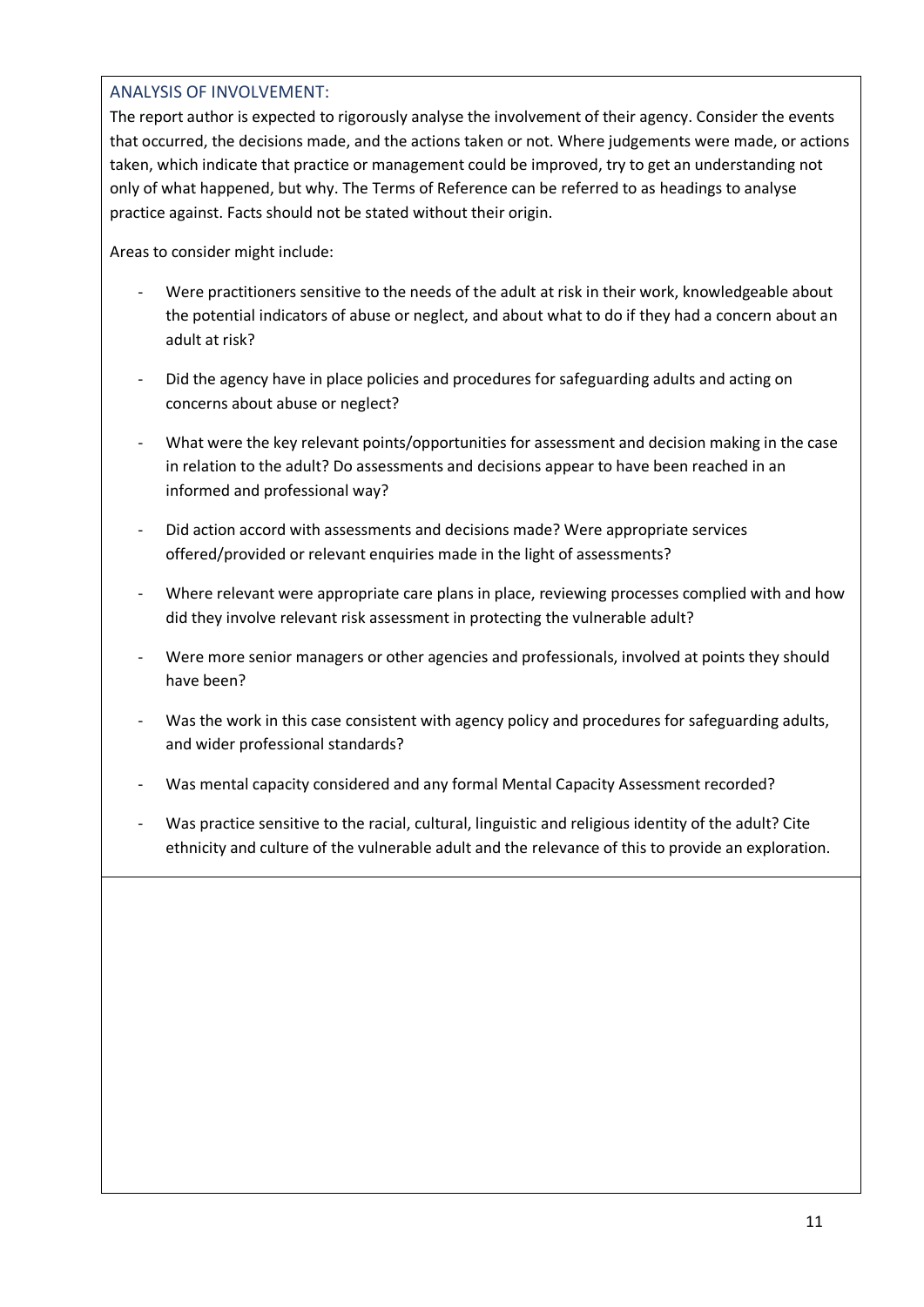## ANALYSIS OF INVOLVEMENT:

The report author is expected to rigorously analyse the involvement of their agency. Consider the events that occurred, the decisions made, and the actions taken or not. Where judgements were made, or actions taken, which indicate that practice or management could be improved, try to get an understanding not only of what happened, but why. The Terms of Reference can be referred to as headings to analyse practice against. Facts should not be stated without their origin.

Areas to consider might include:

- Were practitioners sensitive to the needs of the adult at risk in their work, knowledgeable about the potential indicators of abuse or neglect, and about what to do if they had a concern about an adult at risk?
- Did the agency have in place policies and procedures for safeguarding adults and acting on concerns about abuse or neglect?
- What were the key relevant points/opportunities for assessment and decision making in the case in relation to the adult? Do assessments and decisions appear to have been reached in an informed and professional way?
- Did action accord with assessments and decisions made? Were appropriate services offered/provided or relevant enquiries made in the light of assessments?
- Where relevant were appropriate care plans in place, reviewing processes complied with and how did they involve relevant risk assessment in protecting the vulnerable adult?
- Were more senior managers or other agencies and professionals, involved at points they should have been?
- Was the work in this case consistent with agency policy and procedures for safeguarding adults, and wider professional standards?
- Was mental capacity considered and any formal Mental Capacity Assessment recorded?
- Was practice sensitive to the racial, cultural, linguistic and religious identity of the adult? Cite ethnicity and culture of the vulnerable adult and the relevance of this to provide an exploration.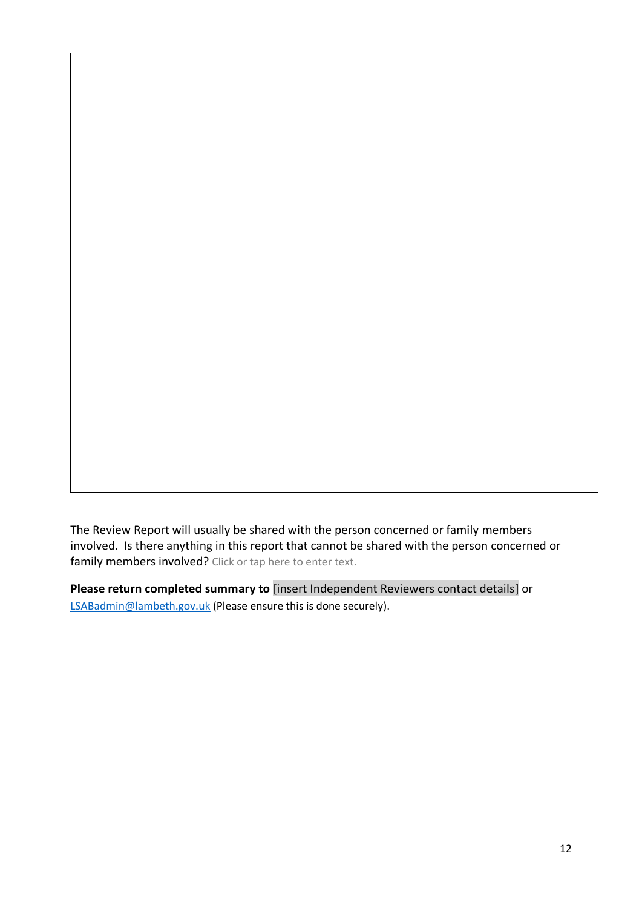|  |
| --- |
|  |

The Review Report will usually be shared with the person concerned or family members involved. Is there anything in this report that cannot be shared with the person concerned or family members involved? Click or tap here to enter text.

**Please return completed summary to** [insert Independent Reviewers contact details] or LSABadmin@lambeth.gov.uk (Please ensure this is done securely).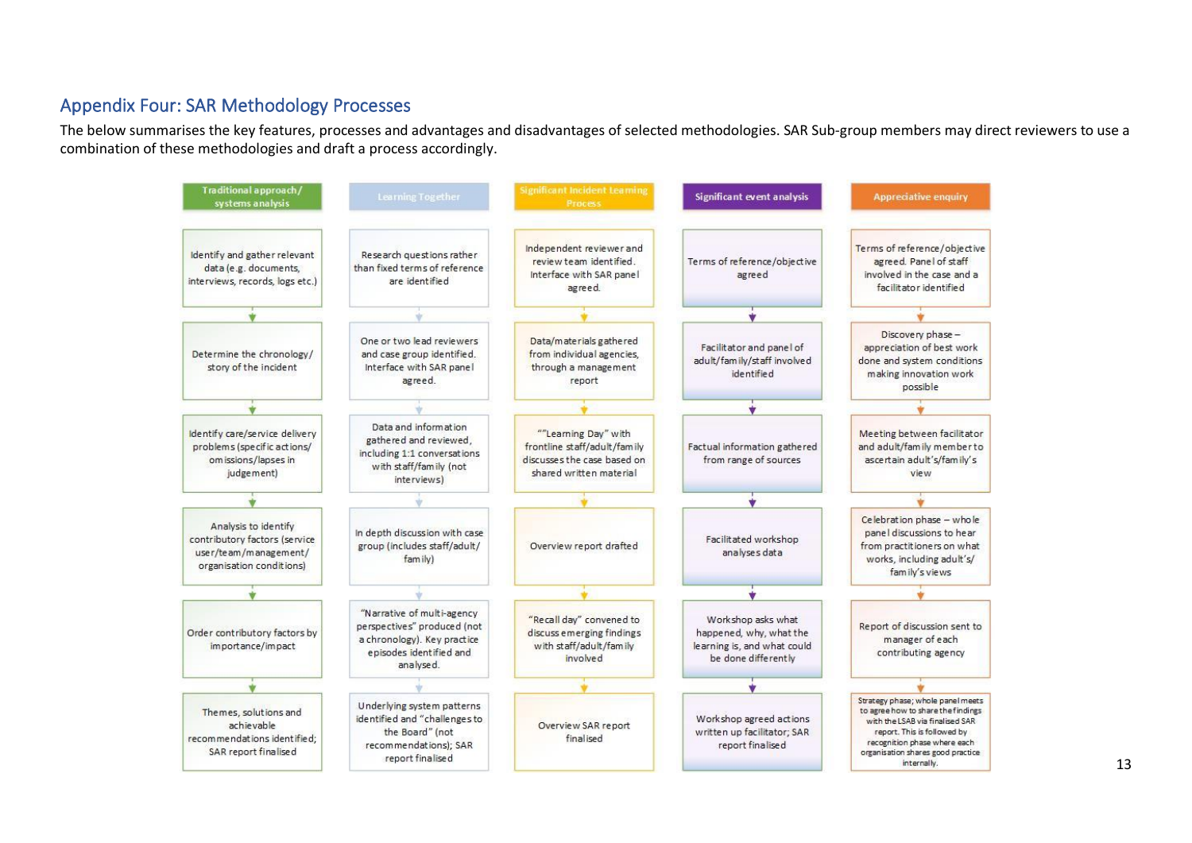## Appendix Four: SAR Methodology Processes

The below summarises the key features, processes and advantages and disadvantages of selected methodologies. SAR Sub-group members may direct reviewers to use a combination of these methodologies and draft a process accordingly.

| Traditional approach/ systems analysis | Learning Together | Significant Incident Learning Process | Significant event analysis | Appreciative enquiry |
| --- | --- | --- | --- | --- |
| Identify and gather relevant data (e.g. documents, interviews, records, logs etc.) | Research questions rather than fixed terms of reference are identified | Independent reviewer and review team identified. Interface with SAR panel agreed. | Terms of reference/objective agreed | Terms of reference/objective agreed. Panel of staff involved in the case and a facilitator identified |
| Determine the chronology/ story of the incident | One or two lead reviewers and case group identified. Interface with SAR panel agreed. | Data/materials gathered from individual agencies, through a management report | Facilitator and panel of adult/family/staff involved identified | Discovery phase – appreciation of best work done and system conditions making innovation work possible |
| Identify care/service delivery problems (specific actions/ omissions/lapses in judgement) | Data and information gathered and reviewed, including 1:1 conversations with staff/family (not interviews) | ""Learning Day" with frontline staff/adult/family discusses the case based on shared written material | Factual information gathered from range of sources | Meeting between facilitator and adult/family member to ascertain adult's/family's view |
| Analysis to identify contributory factors (service user/team/management/ organisation conditions) | In depth discussion with case group (includes staff/adult/ family) | Overview report drafted | Facilitated workshop analyses data | Celebration phase – whole panel discussions to hear from practitioners on what works, including adult's/ family's views |
| Order contributory factors by importance/impact | "Narrative of multi-agency perspectives" produced (not a chronology). Key practice episodes identified and analysed. | "Recall day" convened to discuss emerging findings with staff/adult/family involved | Workshop asks what happened, why, what the learning is, and what could be done differently | Report of discussion sent to manager of each contributing agency |
| Themes, solutions and achievable recommendations identified; SAR report finalised | Underlying system patterns identified and "challenges to the Board" (not recommendations); SAR report finalised | Overview SAR report finalised | Workshop agreed actions written up facilitator; SAR report finalised | Strategy phase; whole panel meets to agree how to share the findings with the LSAB via finalised SAR report. This is followed by recognition phase where each organisation shares good practice internally. |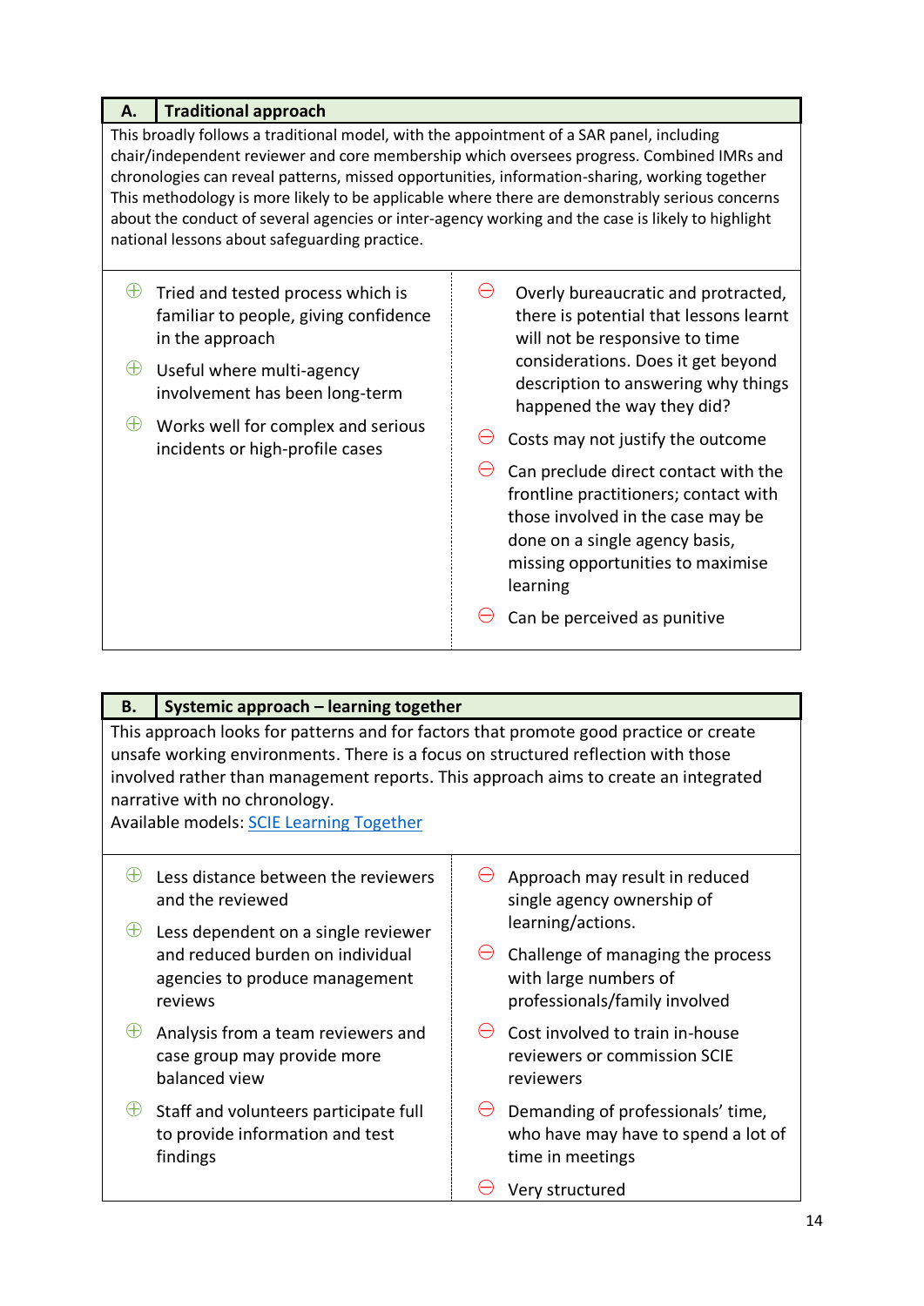| A. | Traditional approach |
|---|---|
| This broadly follows a traditional model, with the appointment of a SAR panel, including chair/independent reviewer and core membership which oversees progress. Combined IMRs and chronologies can reveal patterns, missed opportunities, information-sharing, working together This methodology is more likely to be applicable where there are demonstrably serious concerns about the conduct of several agencies or inter-agency working and the case is likely to highlight national lessons about safeguarding practice. | |

| Advantages | Disadvantages |
|---|---|
| ⊕ Tried and tested process which is familiar to people, giving confidence in the approach<br>⊕ Useful where multi-agency involvement has been long-term<br>⊕ Works well for complex and serious incidents or high-profile cases | ⊖ Overly bureaucratic and protracted, there is potential that lessons learnt will not be responsive to time considerations. Does it get beyond description to answering why things happened the way they did?<br>⊖ Costs may not justify the outcome<br>⊖ Can preclude direct contact with the frontline practitioners; contact with those involved in the case may be done on a single agency basis, missing opportunities to maximise learning<br>⊖ Can be perceived as punitive |

| B. | Systemic approach – learning together |
|---|---|
| This approach looks for patterns and for factors that promote good practice or create unsafe working environments. There is a focus on structured reflection with those involved rather than management reports. This approach aims to create an integrated narrative with no chronology.<br>Available models: [SCIE Learning Together]() | |

| Advantages | Disadvantages |
|---|---|
| ⊕ Less distance between the reviewers and the reviewed<br>⊕ Less dependent on a single reviewer and reduced burden on individual agencies to produce management reviews<br>⊕ Analysis from a team reviewers and case group may provide more balanced view<br>⊕ Staff and volunteers participate full to provide information and test findings | ⊖ Approach may result in reduced single agency ownership of learning/actions.<br>⊖ Challenge of managing the process with large numbers of professionals/family involved<br>⊖ Cost involved to train in-house reviewers or commission SCIE reviewers<br>⊖ Demanding of professionals' time, who have may have to spend a lot of time in meetings<br>⊖ Very structured |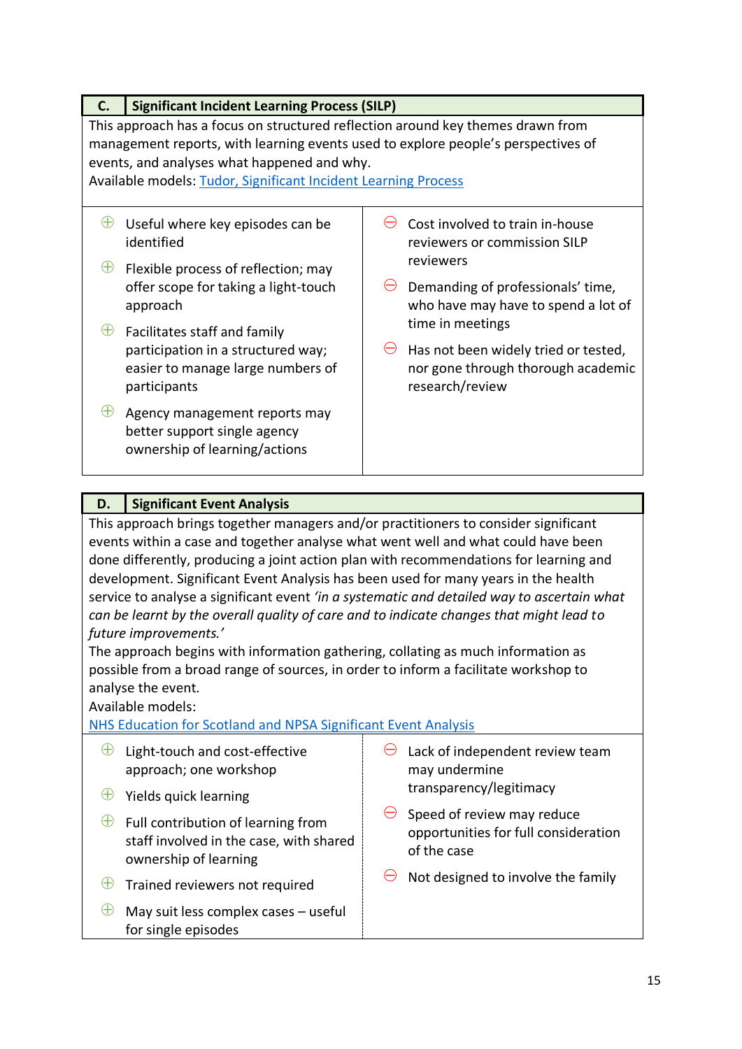| C. | Significant Incident Learning Process (SILP) |
|---|---|

This approach has a focus on structured reflection around key themes drawn from management reports, with learning events used to explore people's perspectives of events, and analyses what happened and why.
Available models: Tudor, Significant Incident Learning Process

| ⊕ | ⊖ |
|---|---|
| ⊕ Useful where key episodes can be identified<br>⊕ Flexible process of reflection; may offer scope for taking a light-touch approach<br>⊕ Facilitates staff and family participation in a structured way; easier to manage large numbers of participants<br>⊕ Agency management reports may better support single agency ownership of learning/actions | ⊖ Cost involved to train in-house reviewers or commission SILP reviewers<br>⊖ Demanding of professionals' time, who have may have to spend a lot of time in meetings<br>⊖ Has not been widely tried or tested, nor gone through thorough academic research/review |

| D. | Significant Event Analysis |
|---|---|

This approach brings together managers and/or practitioners to consider significant events within a case and together analyse what went well and what could have been done differently, producing a joint action plan with recommendations for learning and development. Significant Event Analysis has been used for many years in the health service to analyse a significant event *'in a systematic and detailed way to ascertain what can be learnt by the overall quality of care and to indicate changes that might lead to future improvements.'*
The approach begins with information gathering, collating as much information as possible from a broad range of sources, in order to inform a facilitate workshop to analyse the event.
Available models:
NHS Education for Scotland and NPSA Significant Event Analysis

| ⊕ | ⊖ |
|---|---|
| ⊕ Light-touch and cost-effective approach; one workshop<br>⊕ Yields quick learning<br>⊕ Full contribution of learning from staff involved in the case, with shared ownership of learning<br>⊕ Trained reviewers not required<br>⊕ May suit less complex cases – useful for single episodes | ⊖ Lack of independent review team may undermine transparency/legitimacy<br>⊖ Speed of review may reduce opportunities for full consideration of the case<br>⊖ Not designed to involve the family |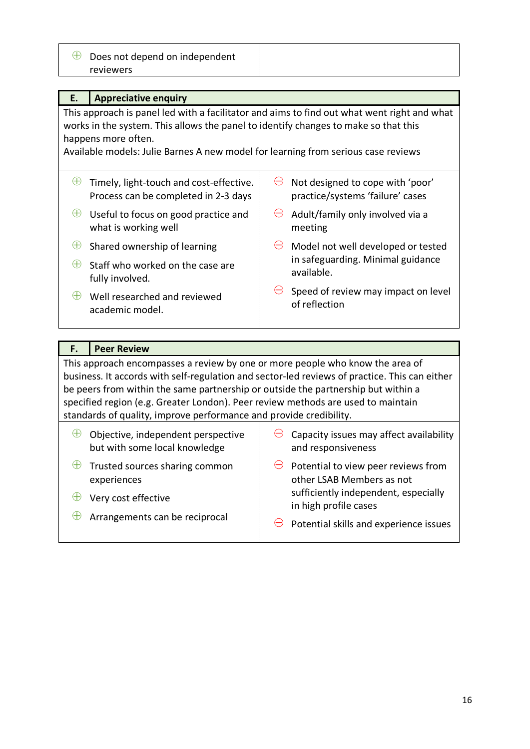| Advantages | Disadvantages |
|---|---|
| ⊕ Does not depend on independent reviewers | |

| E. | Appreciative enquiry |
|---|---|

This approach is panel led with a facilitator and aims to find out what went right and what works in the system. This allows the panel to identify changes to make so that this happens more often.
Available models: Julie Barnes A new model for learning from serious case reviews

| Advantages | Disadvantages |
|---|---|
| ⊕ Timely, light-touch and cost-effective. Process can be completed in 2-3 days<br>⊕ Useful to focus on good practice and what is working well<br>⊕ Shared ownership of learning<br>⊕ Staff who worked on the case are fully involved.<br>⊕ Well researched and reviewed academic model. | ⊖ Not designed to cope with 'poor' practice/systems 'failure' cases<br>⊖ Adult/family only involved via a meeting<br>⊖ Model not well developed or tested in safeguarding. Minimal guidance available.<br>⊖ Speed of review may impact on level of reflection |

| F. | Peer Review |
|---|---|

This approach encompasses a review by one or more people who know the area of business. It accords with self-regulation and sector-led reviews of practice. This can either be peers from within the same partnership or outside the partnership but within a specified region (e.g. Greater London). Peer review methods are used to maintain standards of quality, improve performance and provide credibility.

| Advantages | Disadvantages |
|---|---|
| ⊕ Objective, independent perspective but with some local knowledge<br>⊕ Trusted sources sharing common experiences<br>⊕ Very cost effective<br>⊕ Arrangements can be reciprocal | ⊖ Capacity issues may affect availability and responsiveness<br>⊖ Potential to view peer reviews from other LSAB Members as not sufficiently independent, especially in high profile cases<br>⊖ Potential skills and experience issues |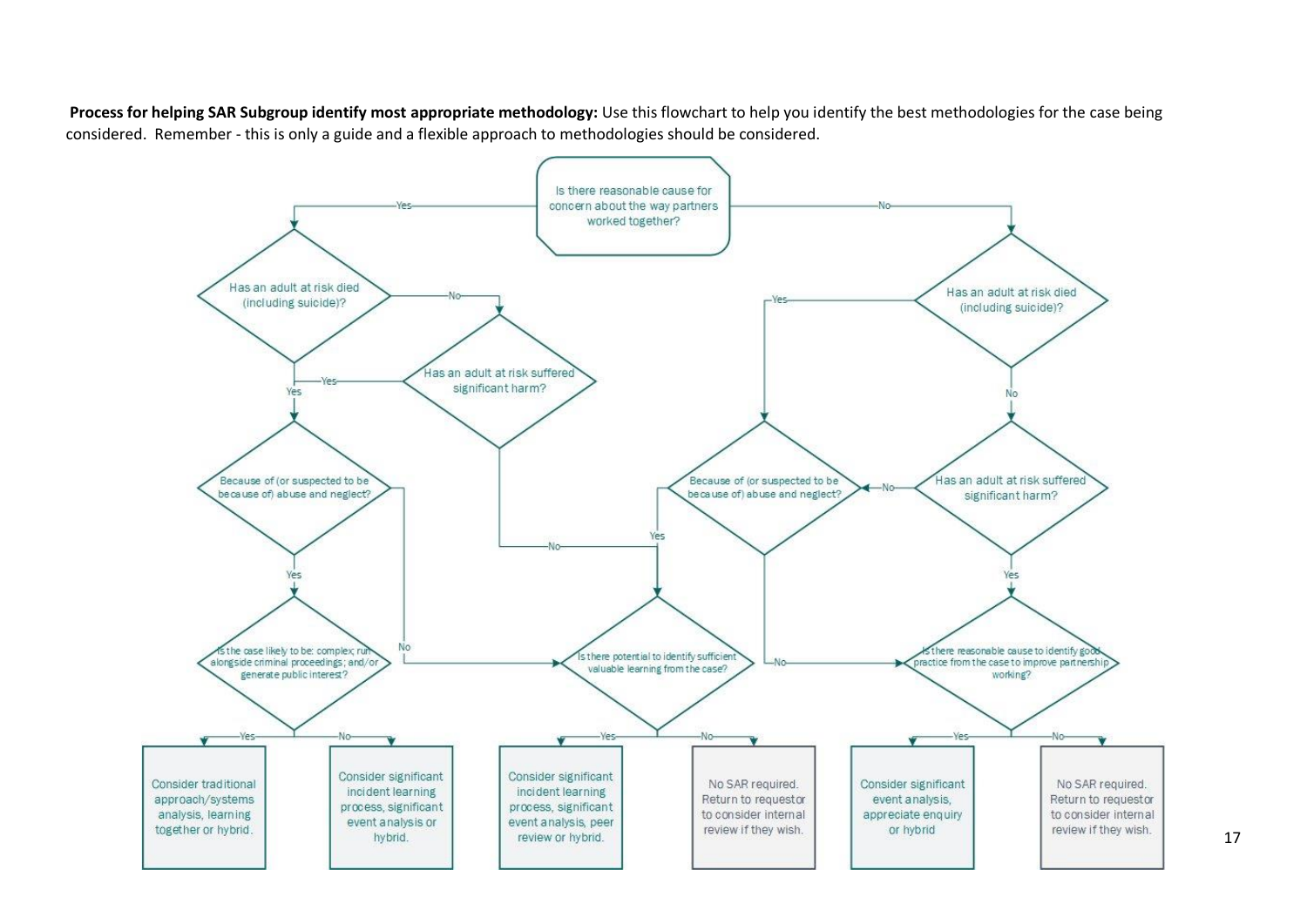**Process for helping SAR Subgroup identify most appropriate methodology:** Use this flowchart to help you identify the best methodologies for the case being considered. Remember - this is only a guide and a flexible approach to methodologies should be considered.

- **Is there reasonable cause for concern about the way partners worked together?**
  - **Yes** → Has an adult at risk died (including suicide)?
    - **Yes** → Because of (or suspected to be because of) abuse and neglect?
      - **Yes** → Is the case likely to be: complex; run alongside criminal proceedings; and/or generate public interest?
        - **Yes** → Consider traditional approach/systems analysis, learning together or hybrid.
        - **No** → Consider significant incident learning process, significant event analysis or hybrid.
      - **No** → Is there potential to identify sufficient valuable learning from the case?
    - **No** → Has an adult at risk suffered significant harm?
      - **Yes** → Because of (or suspected to be because of) abuse and neglect? (see above)
      - **No** → Is there potential to identify sufficient valuable learning from the case?
        - **Yes** → Consider significant incident learning process, significant event analysis, peer review or hybrid.
        - **No** → No SAR required. Return to requestor to consider internal review if they wish.
  - **No** → Has an adult at risk died (including suicide)?
    - **Yes** → Because of (or suspected to be because of) abuse and neglect?
      - **Yes** → Is there potential to identify sufficient valuable learning from the case? (see above)
      - **No** → Is there reasonable cause to identify good practice from the case to improve partnership working?
    - **No** → Has an adult at risk suffered significant harm?
      - **No** → Because of (or suspected to be because of) abuse and neglect? (see above)
      - **Yes** → Is there reasonable cause to identify good practice from the case to improve partnership working?
        - **Yes** → Consider significant event analysis, appreciate enquiry or hybrid
        - **No** → No SAR required. Return to requestor to consider internal review if they wish.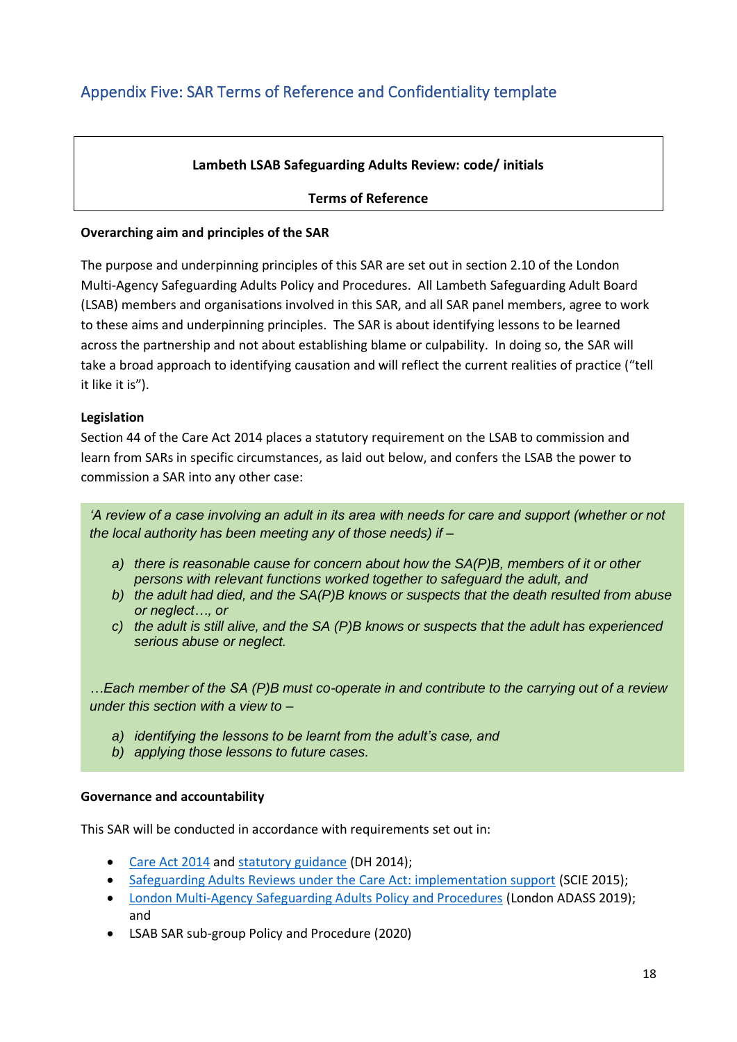## Appendix Five: SAR Terms of Reference and Confidentiality template

**Lambeth LSAB Safeguarding Adults Review: code/ initials**

**Terms of Reference**

**Overarching aim and principles of the SAR**

The purpose and underpinning principles of this SAR are set out in section 2.10 of the London Multi-Agency Safeguarding Adults Policy and Procedures. All Lambeth Safeguarding Adult Board (LSAB) members and organisations involved in this SAR, and all SAR panel members, agree to work to these aims and underpinning principles. The SAR is about identifying lessons to be learned across the partnership and not about establishing blame or culpability. In doing so, the SAR will take a broad approach to identifying causation and will reflect the current realities of practice ("tell it like it is").

**Legislation**

Section 44 of the Care Act 2014 places a statutory requirement on the LSAB to commission and learn from SARs in specific circumstances, as laid out below, and confers the LSAB the power to commission a SAR into any other case:

> *'A review of a case involving an adult in its area with needs for care and support (whether or not the local authority has been meeting any of those needs) if –*
>
> *a) there is reasonable cause for concern about how the SA(P)B, members of it or other persons with relevant functions worked together to safeguard the adult, and*
> *b) the adult had died, and the SA(P)B knows or suspects that the death resulted from abuse or neglect…, or*
> *c) the adult is still alive, and the SA (P)B knows or suspects that the adult has experienced serious abuse or neglect.*
>
> *…Each member of the SA (P)B must co-operate in and contribute to the carrying out of a review under this section with a view to –*
>
> *a) identifying the lessons to be learnt from the adult's case, and*
> *b) applying those lessons to future cases.*

**Governance and accountability**

This SAR will be conducted in accordance with requirements set out in:

- Care Act 2014 and statutory guidance (DH 2014);
- Safeguarding Adults Reviews under the Care Act: implementation support (SCIE 2015);
- London Multi-Agency Safeguarding Adults Policy and Procedures (London ADASS 2019); and
- LSAB SAR sub-group Policy and Procedure (2020)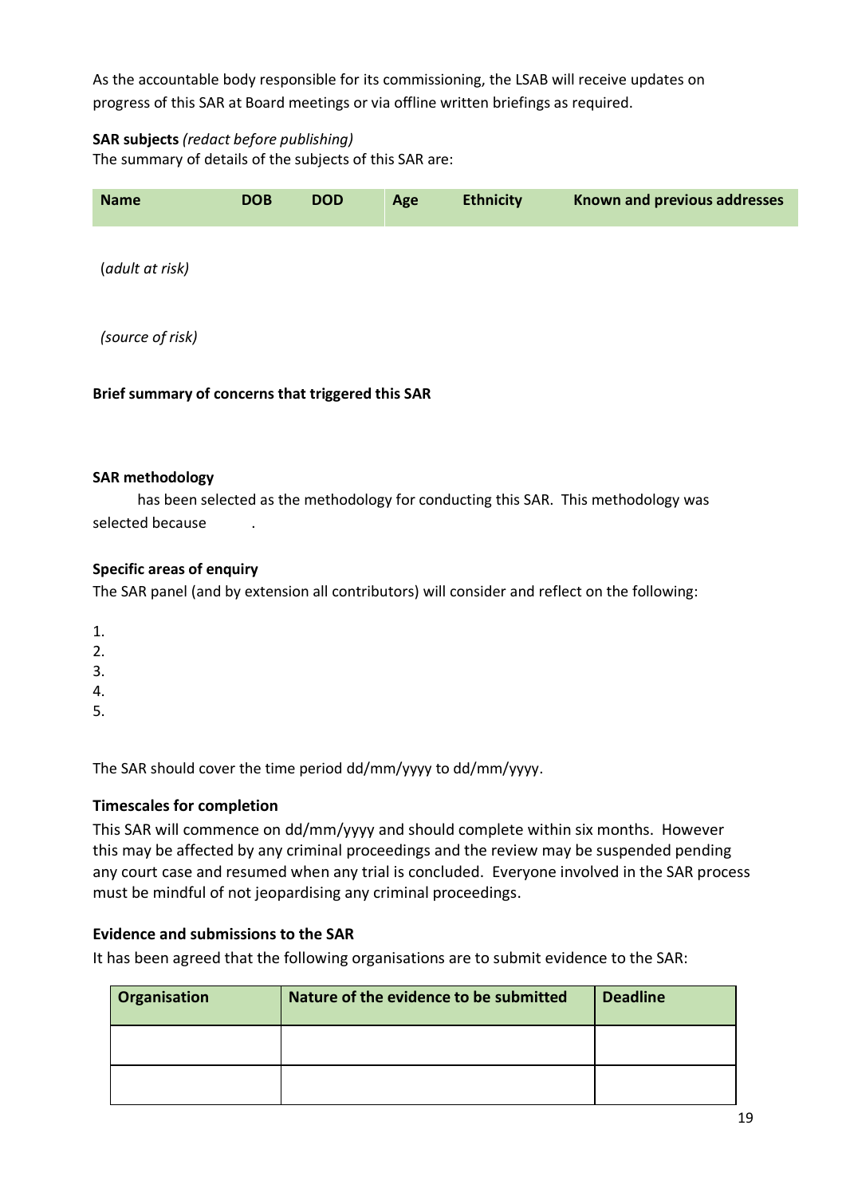As the accountable body responsible for its commissioning, the LSAB will receive updates on progress of this SAR at Board meetings or via offline written briefings as required.

**SAR subjects** *(redact before publishing)*
The summary of details of the subjects of this SAR are:

| Name | DOB | DOD | Age | Ethnicity | Known and previous addresses |
|---|---|---|---|---|---|
| (*adult at risk)* | | | | | |
| *(source of risk)* | | | | | |

**Brief summary of concerns that triggered this SAR**

**SAR methodology**

has been selected as the methodology for conducting this SAR. This methodology was selected because .

**Specific areas of enquiry**
The SAR panel (and by extension all contributors) will consider and reflect on the following:

1.
2.
3.
4.
5.

The SAR should cover the time period dd/mm/yyyy to dd/mm/yyyy.

**Timescales for completion**
This SAR will commence on dd/mm/yyyy and should complete within six months. However this may be affected by any criminal proceedings and the review may be suspended pending any court case and resumed when any trial is concluded. Everyone involved in the SAR process must be mindful of not jeopardising any criminal proceedings.

**Evidence and submissions to the SAR**
It has been agreed that the following organisations are to submit evidence to the SAR:

| Organisation | Nature of the evidence to be submitted | Deadline |
|---|---|---|
| | | |
| | | |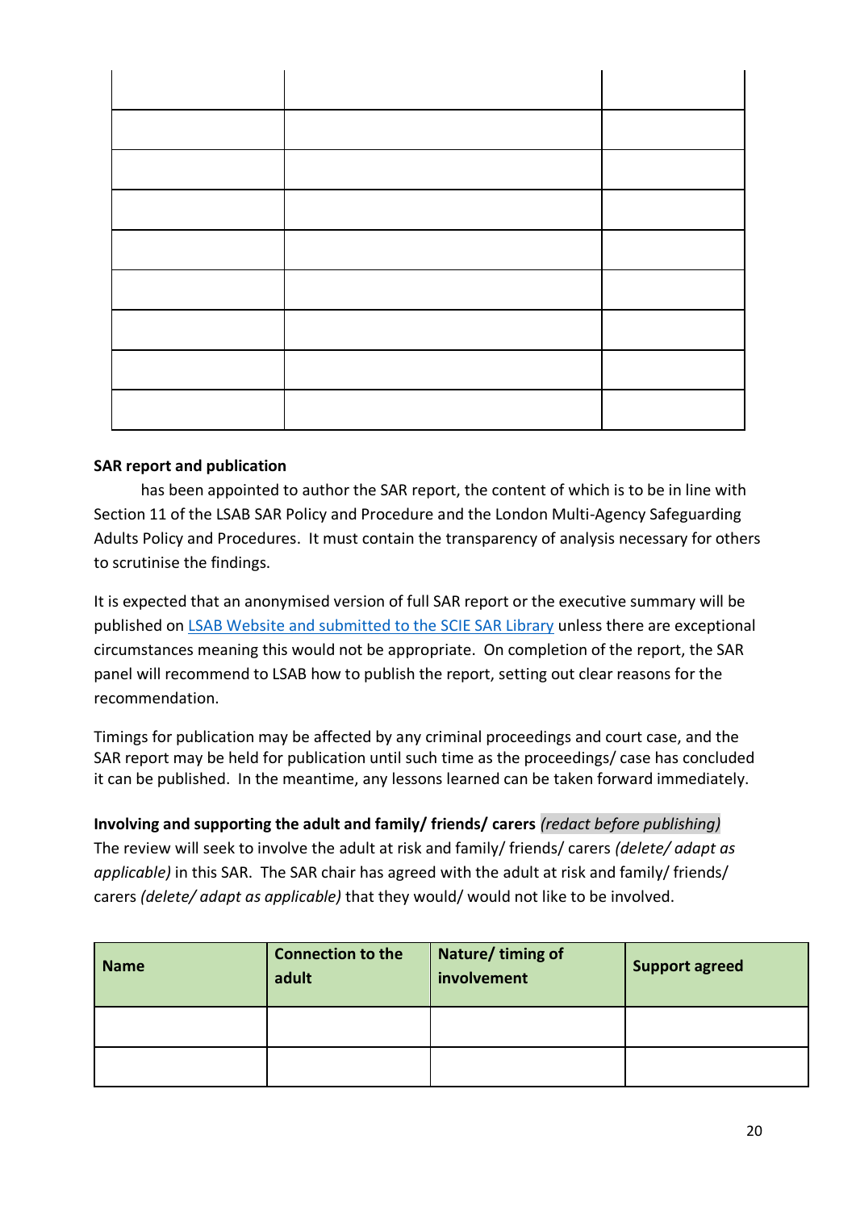| | | |
|---|---|---|
| | | |
| | | |
| | | |
| | | |
| | | |
| | | |
| | | |
| | | |
| | | |

**SAR report and publication**

has been appointed to author the SAR report, the content of which is to be in line with Section 11 of the LSAB SAR Policy and Procedure and the London Multi-Agency Safeguarding Adults Policy and Procedures. It must contain the transparency of analysis necessary for others to scrutinise the findings.

It is expected that an anonymised version of full SAR report or the executive summary will be published on [LSAB Website and submitted to the SCIE SAR Library]() unless there are exceptional circumstances meaning this would not be appropriate. On completion of the report, the SAR panel will recommend to LSAB how to publish the report, setting out clear reasons for the recommendation.

Timings for publication may be affected by any criminal proceedings and court case, and the SAR report may be held for publication until such time as the proceedings/ case has concluded it can be published. In the meantime, any lessons learned can be taken forward immediately.

**Involving and supporting the adult and family/ friends/ carers** *(redact before publishing)*
The review will seek to involve the adult at risk and family/ friends/ carers *(delete/ adapt as applicable)* in this SAR. The SAR chair has agreed with the adult at risk and family/ friends/ carers *(delete/ adapt as applicable)* that they would/ would not like to be involved.

| **Name** | **Connection to the adult** | **Nature/ timing of involvement** | **Support agreed** |
|---|---|---|---|
| | | | |
| | | | |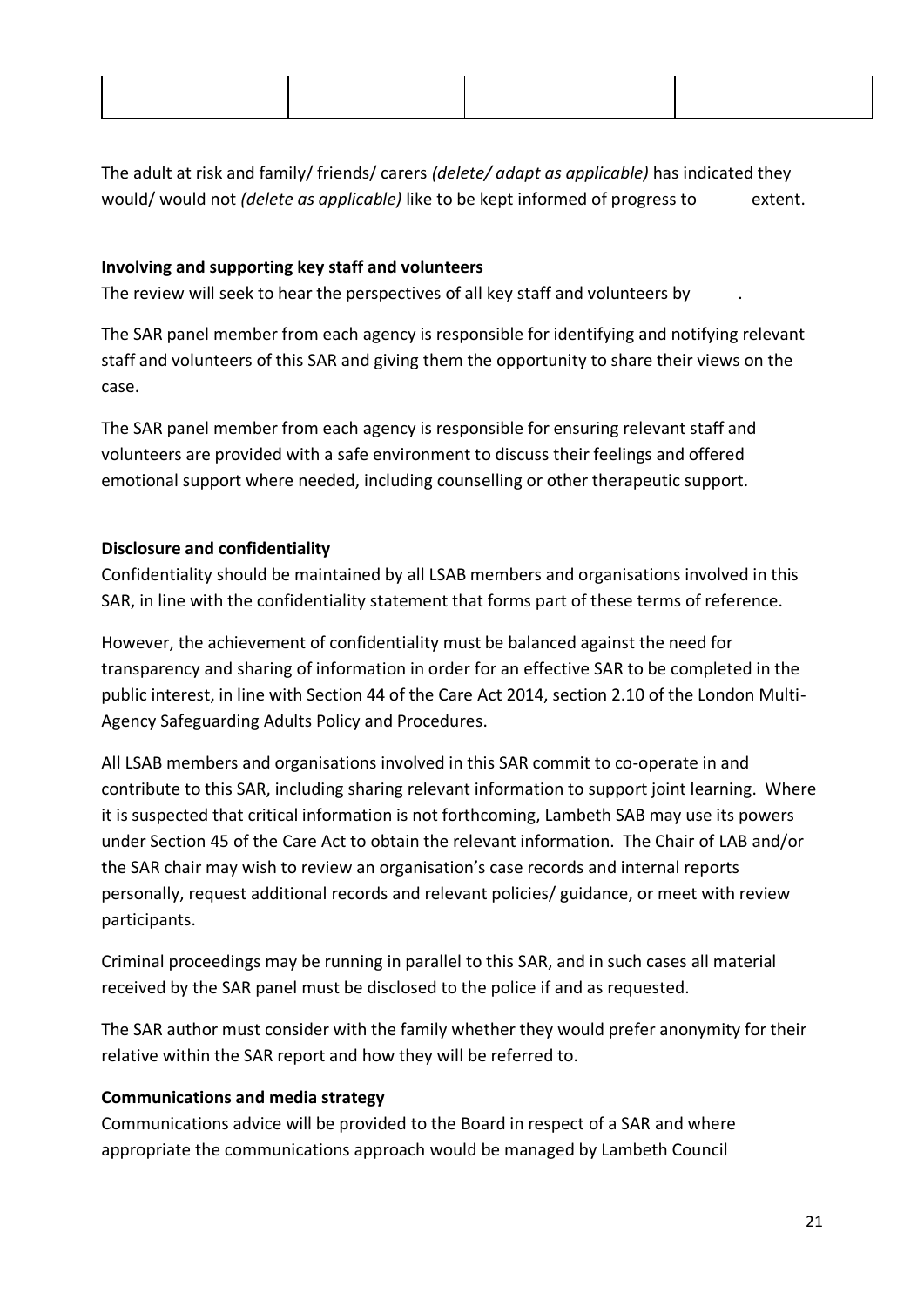| | | | |
|---|---|---|---|
| | | | |

The adult at risk and family/ friends/ carers *(delete/ adapt as applicable)* has indicated they would/ would not *(delete as applicable)* like to be kept informed of progress to extent.

**Involving and supporting key staff and volunteers**

The review will seek to hear the perspectives of all key staff and volunteers by .

The SAR panel member from each agency is responsible for identifying and notifying relevant staff and volunteers of this SAR and giving them the opportunity to share their views on the case.

The SAR panel member from each agency is responsible for ensuring relevant staff and volunteers are provided with a safe environment to discuss their feelings and offered emotional support where needed, including counselling or other therapeutic support.

**Disclosure and confidentiality**

Confidentiality should be maintained by all LSAB members and organisations involved in this SAR, in line with the confidentiality statement that forms part of these terms of reference.

However, the achievement of confidentiality must be balanced against the need for transparency and sharing of information in order for an effective SAR to be completed in the public interest, in line with Section 44 of the Care Act 2014, section 2.10 of the London Multi-Agency Safeguarding Adults Policy and Procedures.

All LSAB members and organisations involved in this SAR commit to co-operate in and contribute to this SAR, including sharing relevant information to support joint learning. Where it is suspected that critical information is not forthcoming, Lambeth SAB may use its powers under Section 45 of the Care Act to obtain the relevant information. The Chair of LAB and/or the SAR chair may wish to review an organisation's case records and internal reports personally, request additional records and relevant policies/ guidance, or meet with review participants.

Criminal proceedings may be running in parallel to this SAR, and in such cases all material received by the SAR panel must be disclosed to the police if and as requested.

The SAR author must consider with the family whether they would prefer anonymity for their relative within the SAR report and how they will be referred to.

**Communications and media strategy**

Communications advice will be provided to the Board in respect of a SAR and where appropriate the communications approach would be managed by Lambeth Council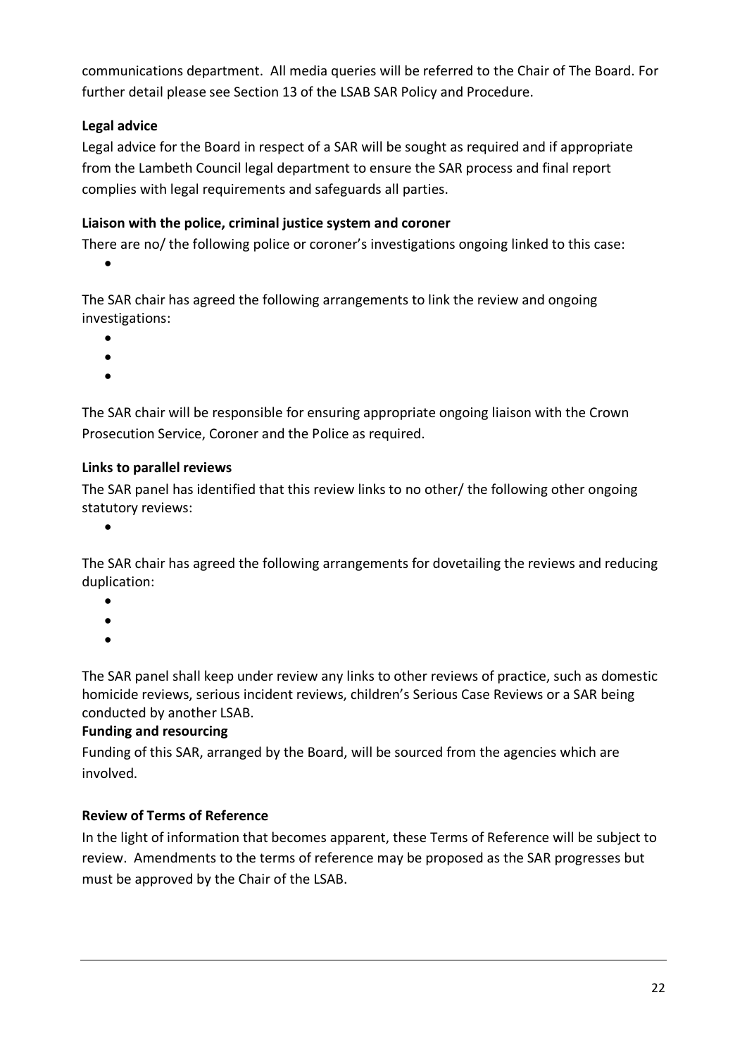communications department. All media queries will be referred to the Chair of The Board. For further detail please see Section 13 of the LSAB SAR Policy and Procedure.

**Legal advice**

Legal advice for the Board in respect of a SAR will be sought as required and if appropriate from the Lambeth Council legal department to ensure the SAR process and final report complies with legal requirements and safeguards all parties.

**Liaison with the police, criminal justice system and coroner**

There are no/ the following police or coroner's investigations ongoing linked to this case:

- 

The SAR chair has agreed the following arrangements to link the review and ongoing investigations:

- 
- 
- 

The SAR chair will be responsible for ensuring appropriate ongoing liaison with the Crown Prosecution Service, Coroner and the Police as required.

**Links to parallel reviews**

The SAR panel has identified that this review links to no other/ the following other ongoing statutory reviews:

- 

The SAR chair has agreed the following arrangements for dovetailing the reviews and reducing duplication:

- 
- 
- 

The SAR panel shall keep under review any links to other reviews of practice, such as domestic homicide reviews, serious incident reviews, children's Serious Case Reviews or a SAR being conducted by another LSAB.

**Funding and resourcing**

Funding of this SAR, arranged by the Board, will be sourced from the agencies which are involved.

**Review of Terms of Reference**

In the light of information that becomes apparent, these Terms of Reference will be subject to review. Amendments to the terms of reference may be proposed as the SAR progresses but must be approved by the Chair of the LSAB.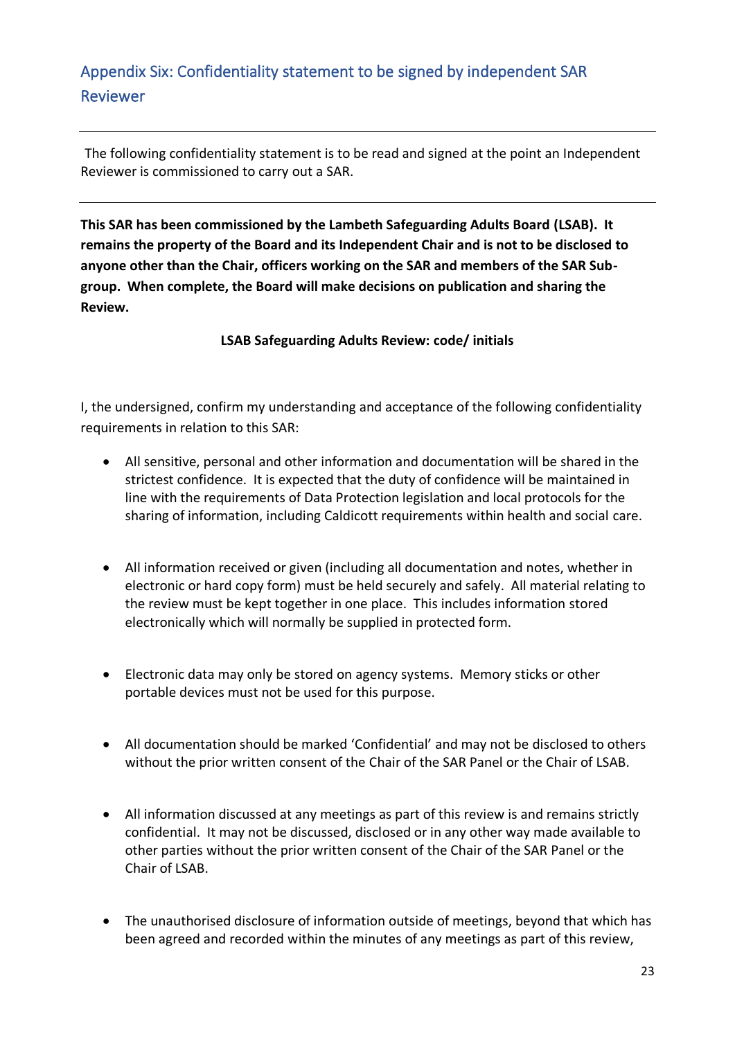## Appendix Six: Confidentiality statement to be signed by independent SAR Reviewer

---

The following confidentiality statement is to be read and signed at the point an Independent Reviewer is commissioned to carry out a SAR.

---

**This SAR has been commissioned by the Lambeth Safeguarding Adults Board (LSAB). It remains the property of the Board and its Independent Chair and is not to be disclosed to anyone other than the Chair, officers working on the SAR and members of the SAR Sub-group. When complete, the Board will make decisions on publication and sharing the Review.**

**LSAB Safeguarding Adults Review: code/ initials**

I, the undersigned, confirm my understanding and acceptance of the following confidentiality requirements in relation to this SAR:

- All sensitive, personal and other information and documentation will be shared in the strictest confidence. It is expected that the duty of confidence will be maintained in line with the requirements of Data Protection legislation and local protocols for the sharing of information, including Caldicott requirements within health and social care.

- All information received or given (including all documentation and notes, whether in electronic or hard copy form) must be held securely and safely. All material relating to the review must be kept together in one place. This includes information stored electronically which will normally be supplied in protected form.

- Electronic data may only be stored on agency systems. Memory sticks or other portable devices must not be used for this purpose.

- All documentation should be marked 'Confidential' and may not be disclosed to others without the prior written consent of the Chair of the SAR Panel or the Chair of LSAB.

- All information discussed at any meetings as part of this review is and remains strictly confidential. It may not be discussed, disclosed or in any other way made available to other parties without the prior written consent of the Chair of the SAR Panel or the Chair of LSAB.

- The unauthorised disclosure of information outside of meetings, beyond that which has been agreed and recorded within the minutes of any meetings as part of this review,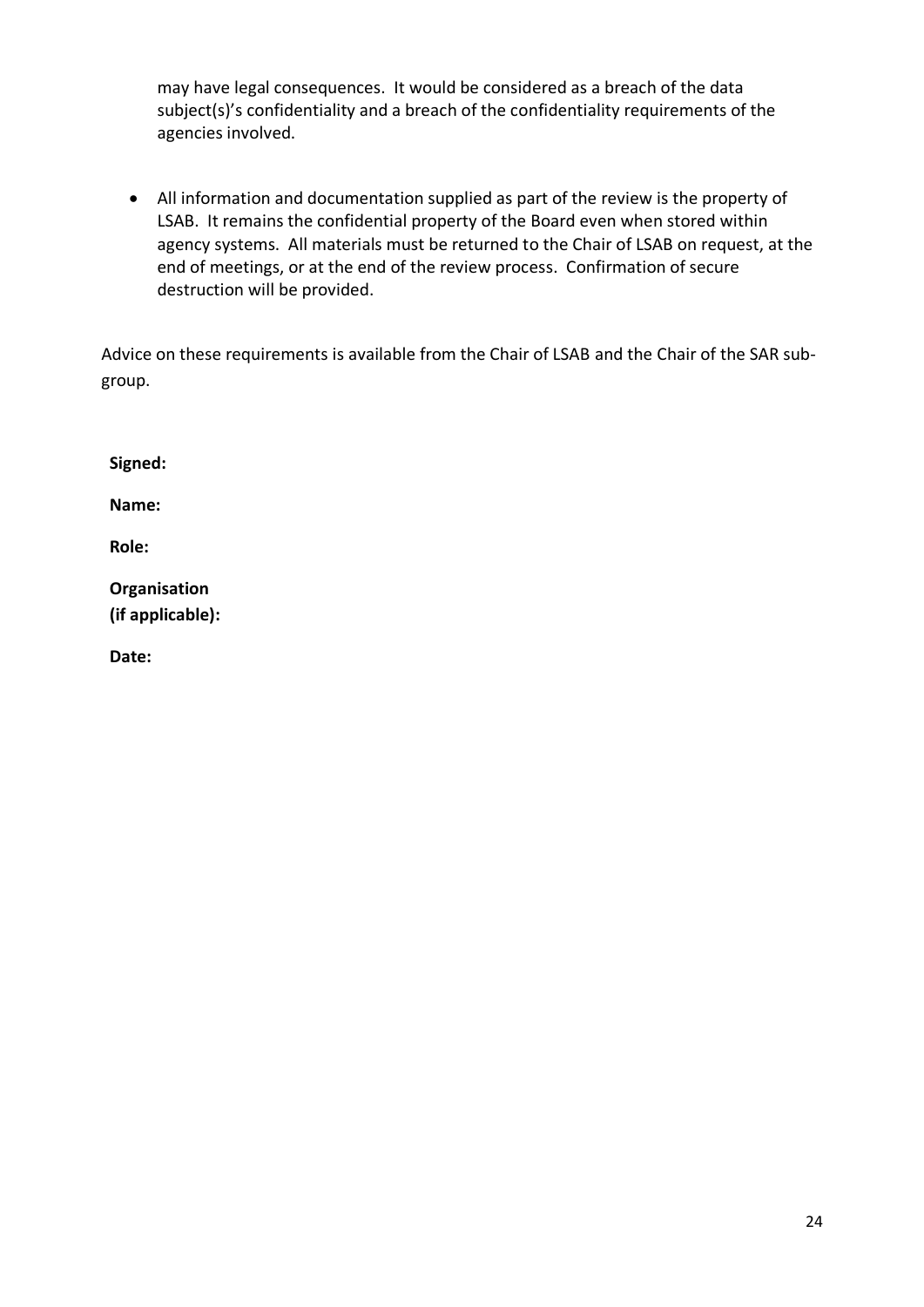may have legal consequences. It would be considered as a breach of the data subject(s)'s confidentiality and a breach of the confidentiality requirements of the agencies involved.

- All information and documentation supplied as part of the review is the property of LSAB. It remains the confidential property of the Board even when stored within agency systems. All materials must be returned to the Chair of LSAB on request, at the end of meetings, or at the end of the review process. Confirmation of secure destruction will be provided.

Advice on these requirements is available from the Chair of LSAB and the Chair of the SAR sub-group.

**Signed:**

**Name:**

**Role:**

**Organisation (if applicable):**

**Date:**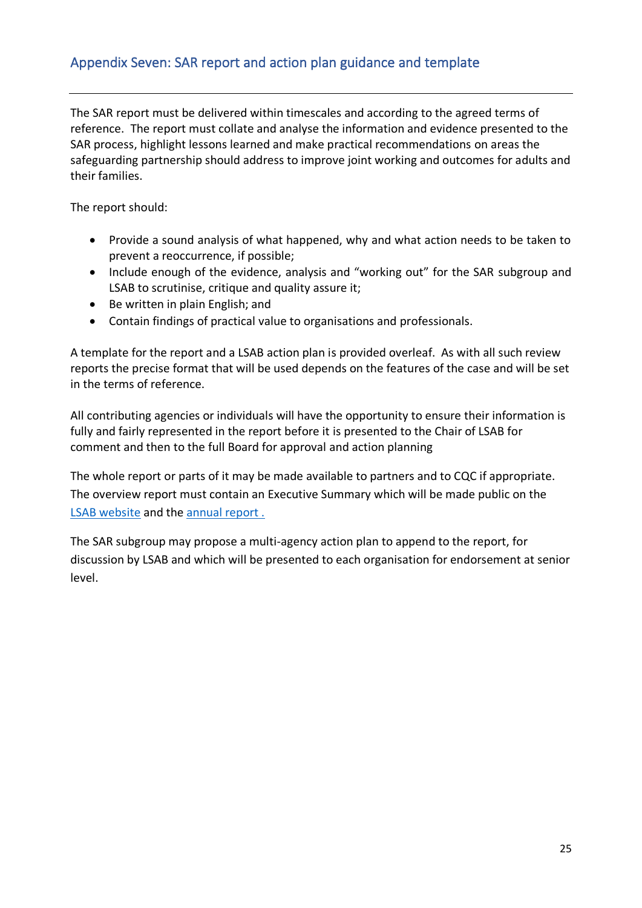## Appendix Seven: SAR report and action plan guidance and template

---

The SAR report must be delivered within timescales and according to the agreed terms of reference. The report must collate and analyse the information and evidence presented to the SAR process, highlight lessons learned and make practical recommendations on areas the safeguarding partnership should address to improve joint working and outcomes for adults and their families.

The report should:

- Provide a sound analysis of what happened, why and what action needs to be taken to prevent a reoccurrence, if possible;
- Include enough of the evidence, analysis and "working out" for the SAR subgroup and LSAB to scrutinise, critique and quality assure it;
- Be written in plain English; and
- Contain findings of practical value to organisations and professionals.

A template for the report and a LSAB action plan is provided overleaf. As with all such review reports the precise format that will be used depends on the features of the case and will be set in the terms of reference.

All contributing agencies or individuals will have the opportunity to ensure their information is fully and fairly represented in the report before it is presented to the Chair of LSAB for comment and then to the full Board for approval and action planning

The whole report or parts of it may be made available to partners and to CQC if appropriate. The overview report must contain an Executive Summary which will be made public on the LSAB website and the annual report .

The SAR subgroup may propose a multi-agency action plan to append to the report, for discussion by LSAB and which will be presented to each organisation for endorsement at senior level.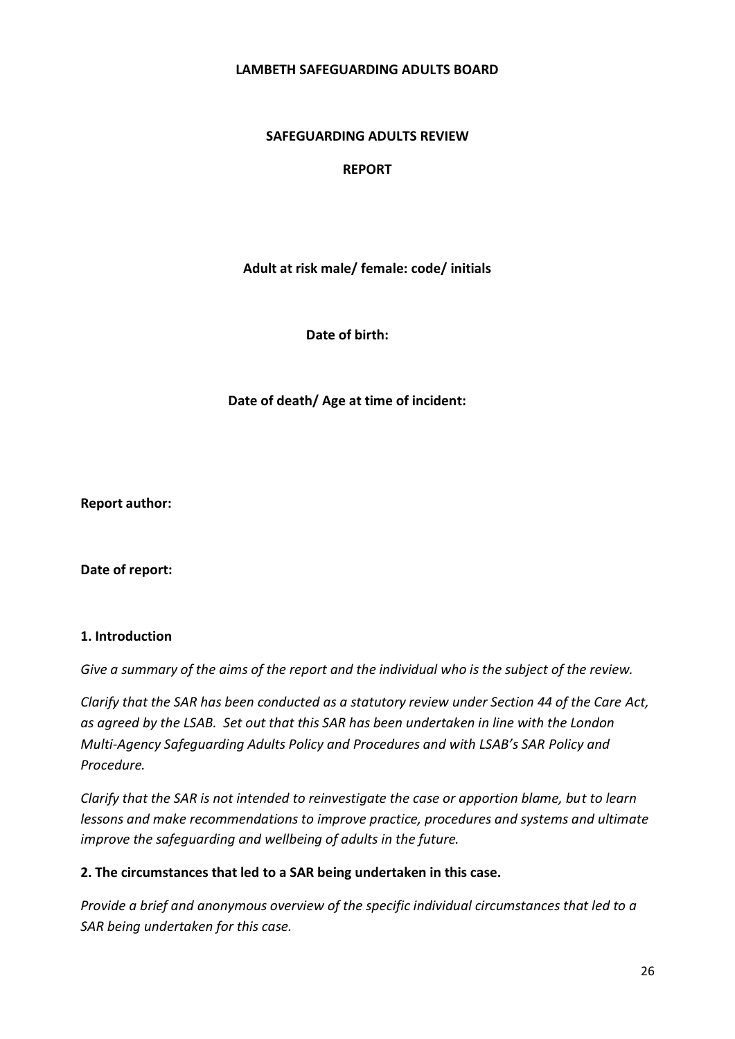**LAMBETH SAFEGUARDING ADULTS BOARD**

**SAFEGUARDING ADULTS REVIEW**

**REPORT**

**Adult at risk male/ female: code/ initials**

**Date of birth:**

**Date of death/ Age at time of incident:**

**Report author:**

**Date of report:**

## 1. Introduction

*Give a summary of the aims of the report and the individual who is the subject of the review.*

*Clarify that the SAR has been conducted as a statutory review under Section 44 of the Care Act, as agreed by the LSAB. Set out that this SAR has been undertaken in line with the London Multi-Agency Safeguarding Adults Policy and Procedures and with LSAB's SAR Policy and Procedure.*

*Clarify that the SAR is not intended to reinvestigate the case or apportion blame, but to learn lessons and make recommendations to improve practice, procedures and systems and ultimate improve the safeguarding and wellbeing of adults in the future.*

## 2. The circumstances that led to a SAR being undertaken in this case.

*Provide a brief and anonymous overview of the specific individual circumstances that led to a SAR being undertaken for this case.*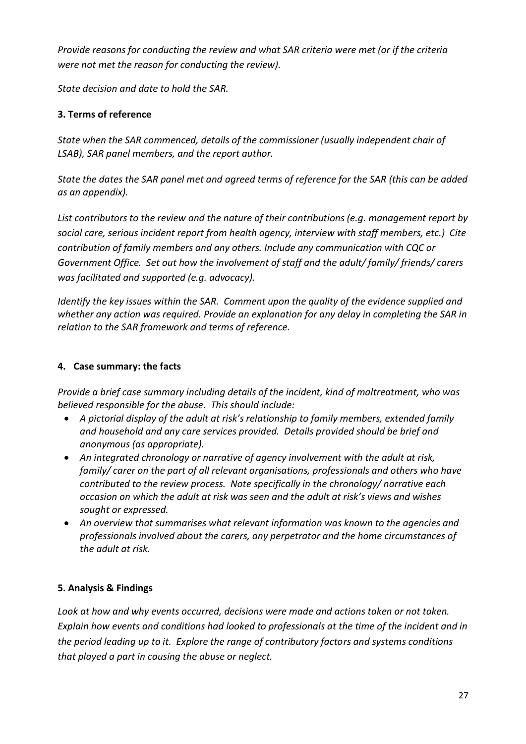*Provide reasons for conducting the review and what SAR criteria were met (or if the criteria were not met the reason for conducting the review).*

*State decision and date to hold the SAR.*

### 3. Terms of reference

*State when the SAR commenced, details of the commissioner (usually independent chair of LSAB), SAR panel members, and the report author.*

*State the dates the SAR panel met and agreed terms of reference for the SAR (this can be added as an appendix).*

*List contributors to the review and the nature of their contributions (e.g. management report by social care, serious incident report from health agency, interview with staff members, etc.) Cite contribution of family members and any others. Include any communication with CQC or Government Office. Set out how the involvement of staff and the adult/ family/ friends/ carers was facilitated and supported (e.g. advocacy).*

*Identify the key issues within the SAR. Comment upon the quality of the evidence supplied and whether any action was required. Provide an explanation for any delay in completing the SAR in relation to the SAR framework and terms of reference.*

### 4. Case summary: the facts

*Provide a brief case summary including details of the incident, kind of maltreatment, who was believed responsible for the abuse. This should include:*

- *A pictorial display of the adult at risk's relationship to family members, extended family and household and any care services provided. Details provided should be brief and anonymous (as appropriate).*
- *An integrated chronology or narrative of agency involvement with the adult at risk, family/ carer on the part of all relevant organisations, professionals and others who have contributed to the review process. Note specifically in the chronology/ narrative each occasion on which the adult at risk was seen and the adult at risk's views and wishes sought or expressed.*
- *An overview that summarises what relevant information was known to the agencies and professionals involved about the carers, any perpetrator and the home circumstances of the adult at risk.*

### 5. Analysis & Findings

*Look at how and why events occurred, decisions were made and actions taken or not taken. Explain how events and conditions had looked to professionals at the time of the incident and in the period leading up to it. Explore the range of contributory factors and systems conditions that played a part in causing the abuse or neglect.*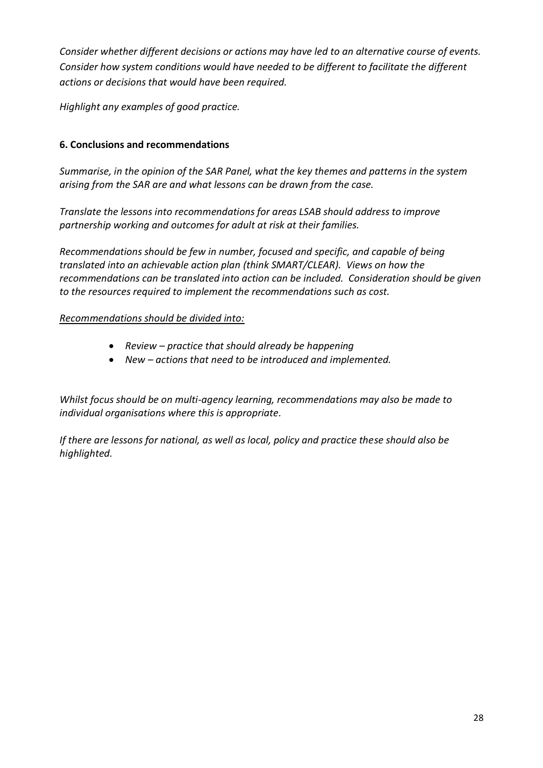*Consider whether different decisions or actions may have led to an alternative course of events. Consider how system conditions would have needed to be different to facilitate the different actions or decisions that would have been required.*

*Highlight any examples of good practice.*

**6. Conclusions and recommendations**

*Summarise, in the opinion of the SAR Panel, what the key themes and patterns in the system arising from the SAR are and what lessons can be drawn from the case.*

*Translate the lessons into recommendations for areas LSAB should address to improve partnership working and outcomes for adult at risk at their families.*

*Recommendations should be few in number, focused and specific, and capable of being translated into an achievable action plan (think SMART/CLEAR). Views on how the recommendations can be translated into action can be included. Consideration should be given to the resources required to implement the recommendations such as cost.*

<u>*Recommendations should be divided into:*</u>

- *Review – practice that should already be happening*
- *New – actions that need to be introduced and implemented.*

*Whilst focus should be on multi-agency learning, recommendations may also be made to individual organisations where this is appropriate.*

*If there are lessons for national, as well as local, policy and practice these should also be highlighted.*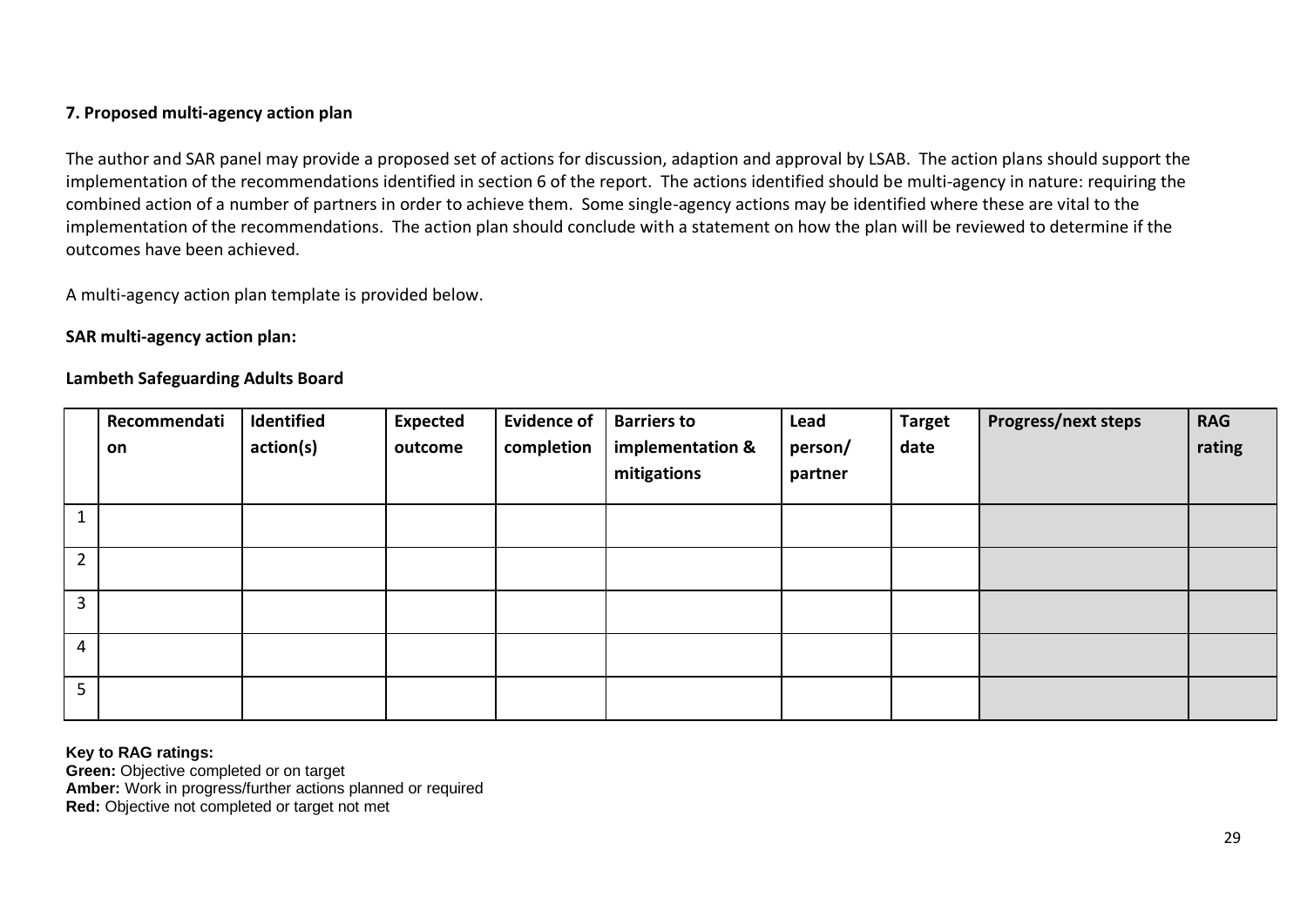**7. Proposed multi-agency action plan**

The author and SAR panel may provide a proposed set of actions for discussion, adaption and approval by LSAB. The action plans should support the implementation of the recommendations identified in section 6 of the report. The actions identified should be multi-agency in nature: requiring the combined action of a number of partners in order to achieve them. Some single-agency actions may be identified where these are vital to the implementation of the recommendations. The action plan should conclude with a statement on how the plan will be reviewed to determine if the outcomes have been achieved.

A multi-agency action plan template is provided below.

**SAR multi-agency action plan:**

**Lambeth Safeguarding Adults Board**

| | **Recommendation** | **Identified action(s)** | **Expected outcome** | **Evidence of completion** | **Barriers to implementation & mitigations** | **Lead person/ partner** | **Target date** | **Progress/next steps** | **RAG rating** |
|---|---|---|---|---|---|---|---|---|---|
| 1 | | | | | | | | | |
| 2 | | | | | | | | | |
| 3 | | | | | | | | | |
| 4 | | | | | | | | | |
| 5 | | | | | | | | | |

**Key to RAG ratings:**
**Green:** Objective completed or on target
**Amber:** Work in progress/further actions planned or required
**Red:** Objective not completed or target not met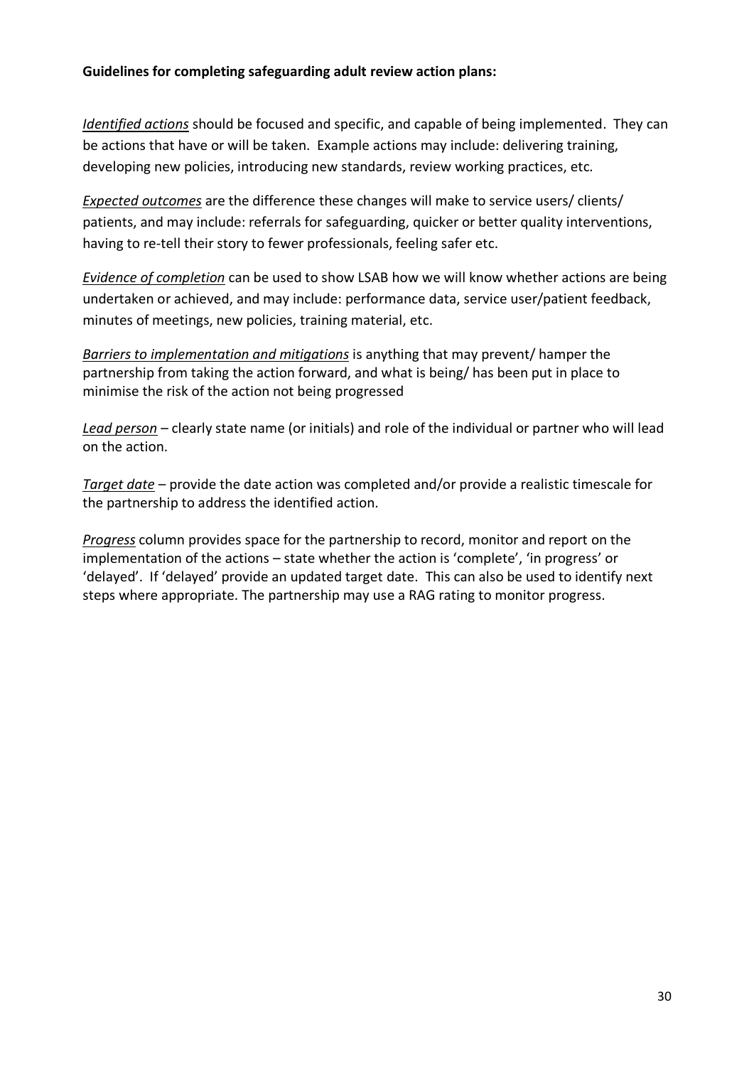**Guidelines for completing safeguarding adult review action plans:**

*Identified actions* should be focused and specific, and capable of being implemented. They can be actions that have or will be taken. Example actions may include: delivering training, developing new policies, introducing new standards, review working practices, etc.

*Expected outcomes* are the difference these changes will make to service users/ clients/ patients, and may include: referrals for safeguarding, quicker or better quality interventions, having to re-tell their story to fewer professionals, feeling safer etc.

*Evidence of completion* can be used to show LSAB how we will know whether actions are being undertaken or achieved, and may include: performance data, service user/patient feedback, minutes of meetings, new policies, training material, etc.

*Barriers to implementation and mitigations* is anything that may prevent/ hamper the partnership from taking the action forward, and what is being/ has been put in place to minimise the risk of the action not being progressed

*Lead person* – clearly state name (or initials) and role of the individual or partner who will lead on the action.

*Target date* – provide the date action was completed and/or provide a realistic timescale for the partnership to address the identified action.

*Progress* column provides space for the partnership to record, monitor and report on the implementation of the actions – state whether the action is 'complete', 'in progress' or 'delayed'. If 'delayed' provide an updated target date. This can also be used to identify next steps where appropriate. The partnership may use a RAG rating to monitor progress.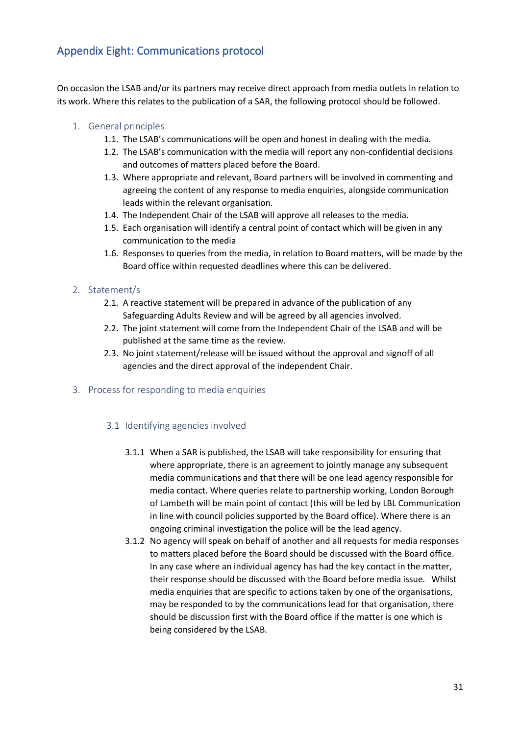## Appendix Eight: Communications protocol

On occasion the LSAB and/or its partners may receive direct approach from media outlets in relation to its work. Where this relates to the publication of a SAR, the following protocol should be followed.

### 1. General principles

1.1. The LSAB's communications will be open and honest in dealing with the media.

1.2. The LSAB's communication with the media will report any non-confidential decisions and outcomes of matters placed before the Board.

1.3. Where appropriate and relevant, Board partners will be involved in commenting and agreeing the content of any response to media enquiries, alongside communication leads within the relevant organisation.

1.4. The Independent Chair of the LSAB will approve all releases to the media.

1.5. Each organisation will identify a central point of contact which will be given in any communication to the media

1.6. Responses to queries from the media, in relation to Board matters, will be made by the Board office within requested deadlines where this can be delivered.

### 2. Statement/s

2.1. A reactive statement will be prepared in advance of the publication of any Safeguarding Adults Review and will be agreed by all agencies involved.

2.2. The joint statement will come from the Independent Chair of the LSAB and will be published at the same time as the review.

2.3. No joint statement/release will be issued without the approval and signoff of all agencies and the direct approval of the independent Chair.

### 3. Process for responding to media enquiries

#### 3.1 Identifying agencies involved

3.1.1 When a SAR is published, the LSAB will take responsibility for ensuring that where appropriate, there is an agreement to jointly manage any subsequent media communications and that there will be one lead agency responsible for media contact. Where queries relate to partnership working, London Borough of Lambeth will be main point of contact (this will be led by LBL Communication in line with council policies supported by the Board office). Where there is an ongoing criminal investigation the police will be the lead agency.

3.1.2 No agency will speak on behalf of another and all requests for media responses to matters placed before the Board should be discussed with the Board office. In any case where an individual agency has had the key contact in the matter, their response should be discussed with the Board before media issue. Whilst media enquiries that are specific to actions taken by one of the organisations, may be responded to by the communications lead for that organisation, there should be discussion first with the Board office if the matter is one which is being considered by the LSAB.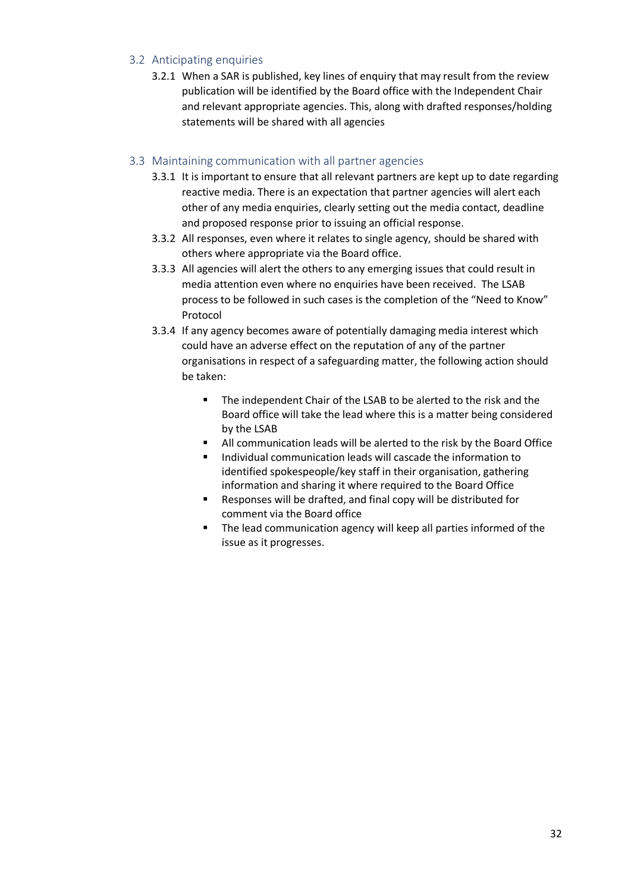## 3.2 Anticipating enquiries

3.2.1 When a SAR is published, key lines of enquiry that may result from the review publication will be identified by the Board office with the Independent Chair and relevant appropriate agencies. This, along with drafted responses/holding statements will be shared with all agencies

## 3.3 Maintaining communication with all partner agencies

3.3.1 It is important to ensure that all relevant partners are kept up to date regarding reactive media. There is an expectation that partner agencies will alert each other of any media enquiries, clearly setting out the media contact, deadline and proposed response prior to issuing an official response.

3.3.2 All responses, even where it relates to single agency, should be shared with others where appropriate via the Board office.

3.3.3 All agencies will alert the others to any emerging issues that could result in media attention even where no enquiries have been received. The LSAB process to be followed in such cases is the completion of the "Need to Know" Protocol

3.3.4 If any agency becomes aware of potentially damaging media interest which could have an adverse effect on the reputation of any of the partner organisations in respect of a safeguarding matter, the following action should be taken:

- The independent Chair of the LSAB to be alerted to the risk and the Board office will take the lead where this is a matter being considered by the LSAB
- All communication leads will be alerted to the risk by the Board Office
- Individual communication leads will cascade the information to identified spokespeople/key staff in their organisation, gathering information and sharing it where required to the Board Office
- Responses will be drafted, and final copy will be distributed for comment via the Board office
- The lead communication agency will keep all parties informed of the issue as it progresses.